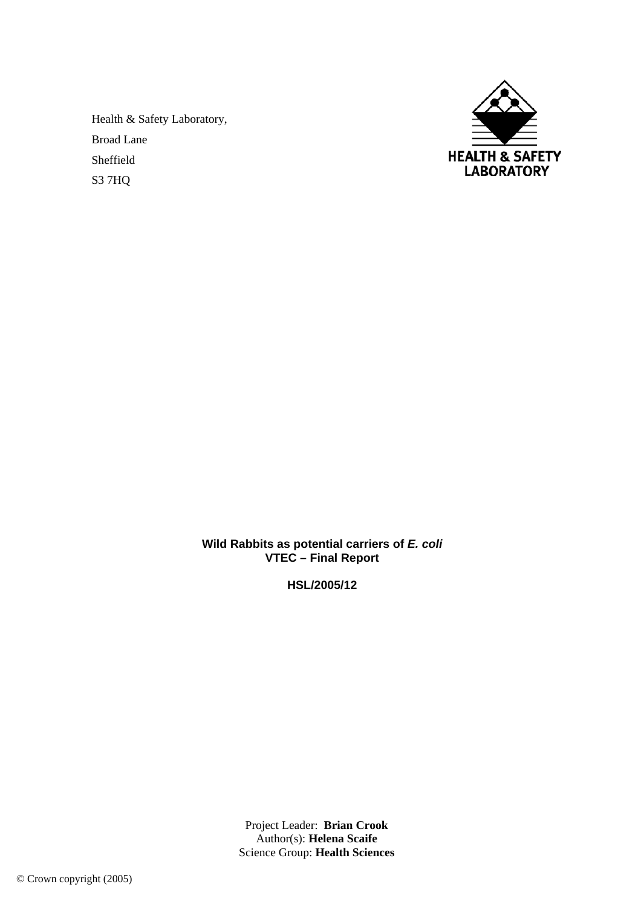Health & Safety Laboratory,

Broad Lane

Sheffield

S3 7HQ

HEALTH & SAFETY LABORATORY

**Wild Rabbits as potential carriers of *E. coli* VTEC – Final Report**

**HSL/2005/12**

Project Leader: **Brian Crook**
Author(s): **Helena Scaife**
Science Group: **Health Sciences**

© Crown copyright (2005)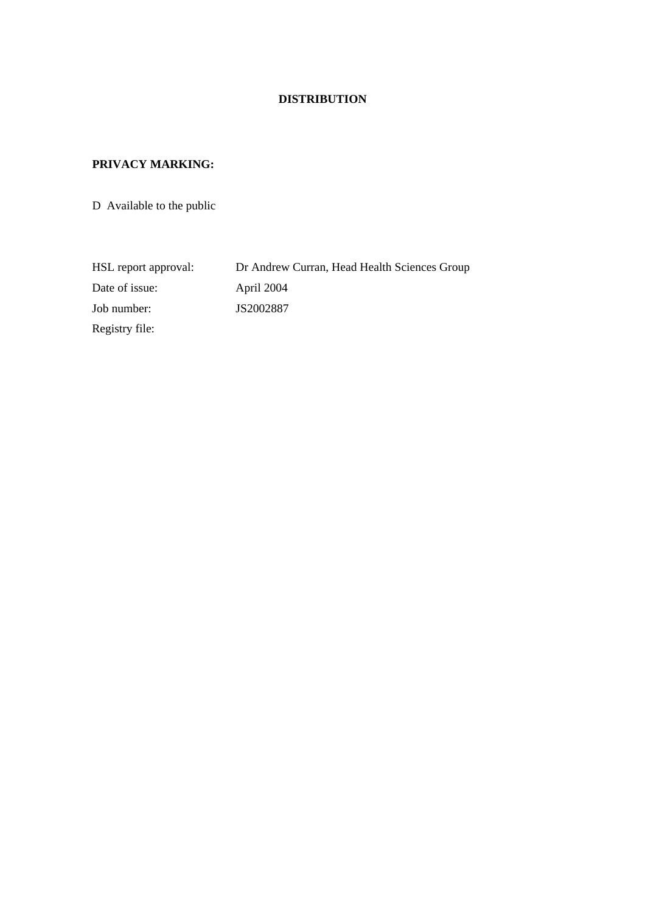# DISTRIBUTION

**PRIVACY MARKING:**

D Available to the public

| | |
|---|---|
| HSL report approval: | Dr Andrew Curran, Head Health Sciences Group |
| Date of issue: | April 2004 |
| Job number: | JS2002887 |
| Registry file: | |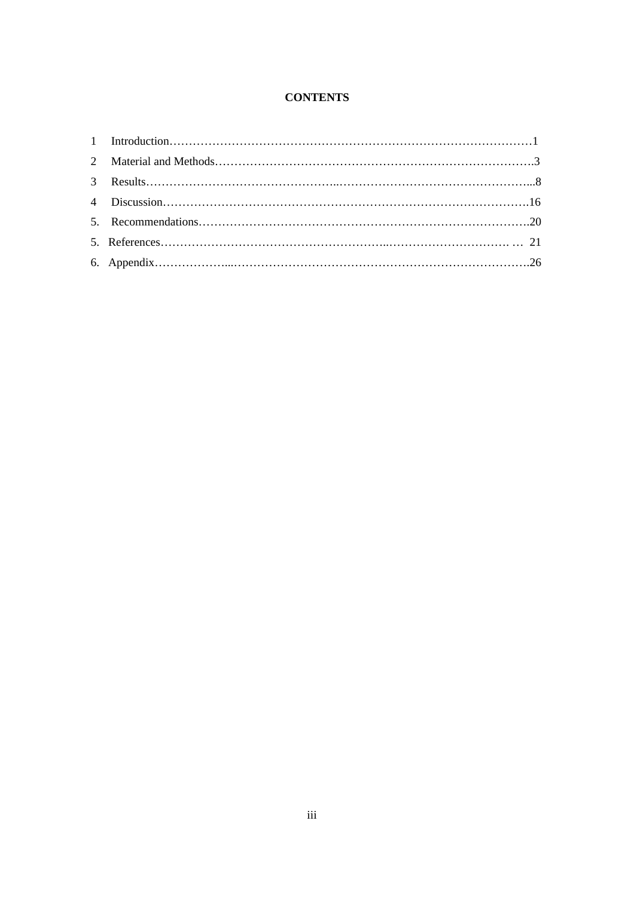# CONTENTS

1 Introduction……………………………………………………………………………………1

2 Material and Methods………………………………………………………………………….3

3 Results…………………………………………..……………………………………………...8

4 Discussion…………………………………………………………………………………….16

5. Recommendations……………………………………………………………………………20

5. References……………………………………………………..…………………………… … 21

6. Appendix………………...……………………………………………………………………26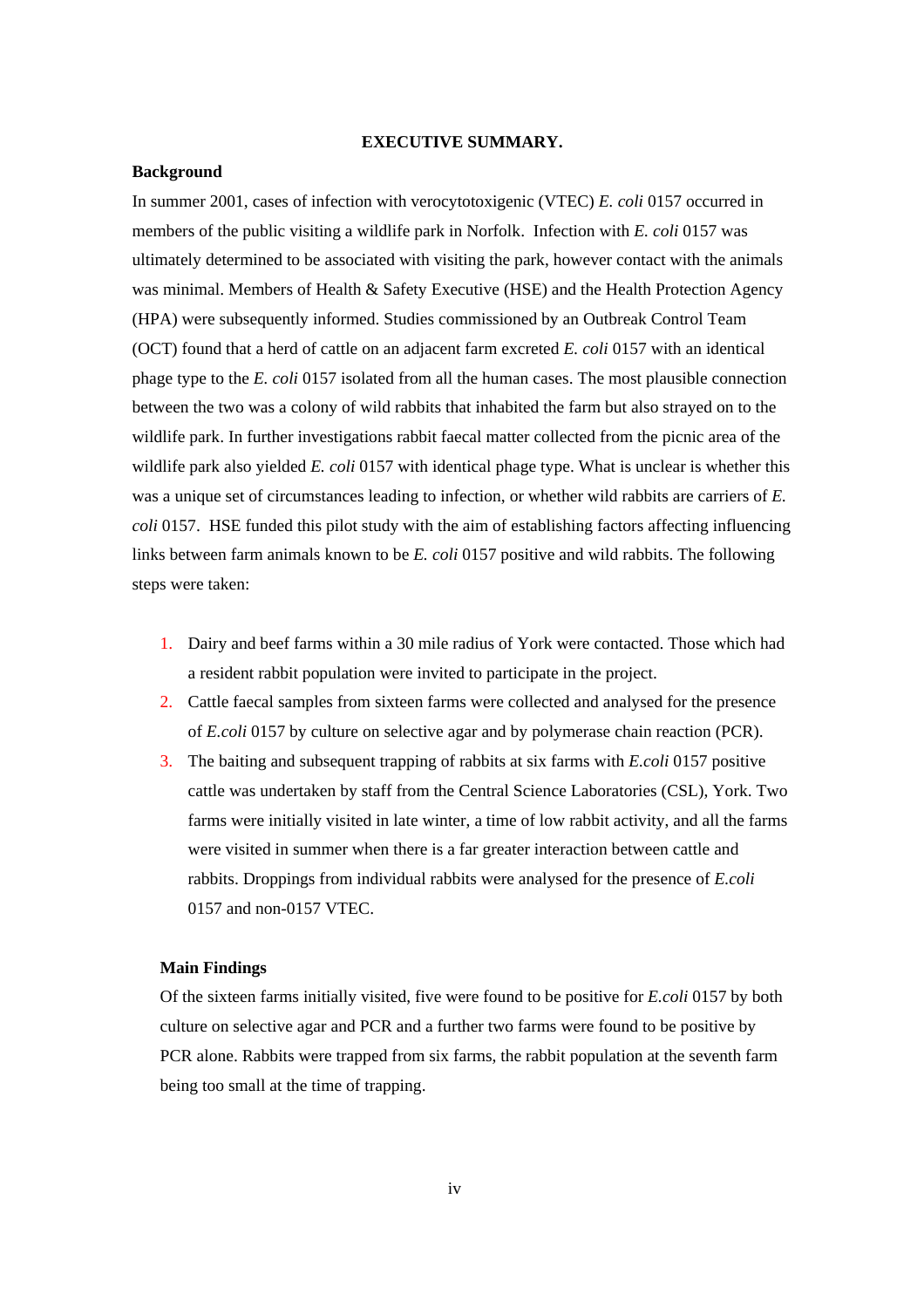**EXECUTIVE SUMMARY.**

**Background**

In summer 2001, cases of infection with verocytotoxigenic (VTEC) *E. coli* 0157 occurred in members of the public visiting a wildlife park in Norfolk. Infection with *E. coli* 0157 was ultimately determined to be associated with visiting the park, however contact with the animals was minimal. Members of Health & Safety Executive (HSE) and the Health Protection Agency (HPA) were subsequently informed. Studies commissioned by an Outbreak Control Team (OCT) found that a herd of cattle on an adjacent farm excreted *E. coli* 0157 with an identical phage type to the *E. coli* 0157 isolated from all the human cases. The most plausible connection between the two was a colony of wild rabbits that inhabited the farm but also strayed on to the wildlife park. In further investigations rabbit faecal matter collected from the picnic area of the wildlife park also yielded *E. coli* 0157 with identical phage type. What is unclear is whether this was a unique set of circumstances leading to infection, or whether wild rabbits are carriers of *E. coli* 0157. HSE funded this pilot study with the aim of establishing factors affecting influencing links between farm animals known to be *E. coli* 0157 positive and wild rabbits. The following steps were taken:

1. Dairy and beef farms within a 30 mile radius of York were contacted. Those which had a resident rabbit population were invited to participate in the project.
2. Cattle faecal samples from sixteen farms were collected and analysed for the presence of *E.coli* 0157 by culture on selective agar and by polymerase chain reaction (PCR).
3. The baiting and subsequent trapping of rabbits at six farms with *E.coli* 0157 positive cattle was undertaken by staff from the Central Science Laboratories (CSL), York. Two farms were initially visited in late winter, a time of low rabbit activity, and all the farms were visited in summer when there is a far greater interaction between cattle and rabbits. Droppings from individual rabbits were analysed for the presence of *E.coli* 0157 and non-0157 VTEC.

**Main Findings**

Of the sixteen farms initially visited, five were found to be positive for *E.coli* 0157 by both culture on selective agar and PCR and a further two farms were found to be positive by PCR alone. Rabbits were trapped from six farms, the rabbit population at the seventh farm being too small at the time of trapping.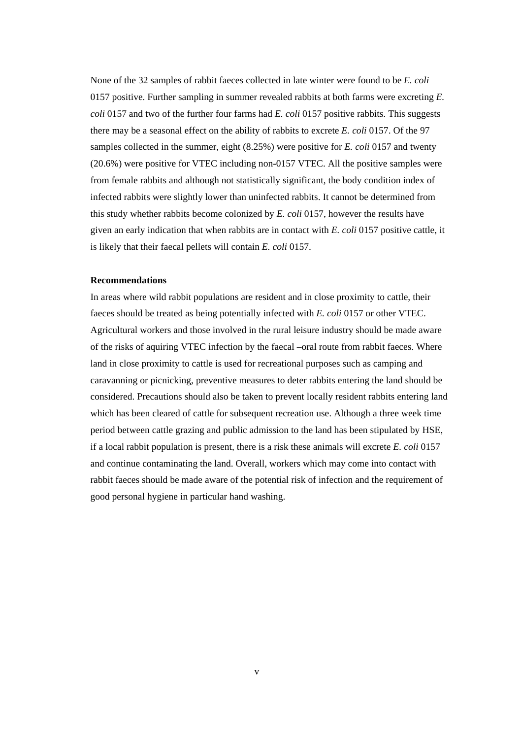None of the 32 samples of rabbit faeces collected in late winter were found to be *E. coli* 0157 positive. Further sampling in summer revealed rabbits at both farms were excreting *E. coli* 0157 and two of the further four farms had *E. coli* 0157 positive rabbits. This suggests there may be a seasonal effect on the ability of rabbits to excrete *E. coli* 0157. Of the 97 samples collected in the summer, eight (8.25%) were positive for *E. coli* 0157 and twenty (20.6%) were positive for VTEC including non-0157 VTEC. All the positive samples were from female rabbits and although not statistically significant, the body condition index of infected rabbits were slightly lower than uninfected rabbits. It cannot be determined from this study whether rabbits become colonized by *E. coli* 0157, however the results have given an early indication that when rabbits are in contact with *E. coli* 0157 positive cattle, it is likely that their faecal pellets will contain *E. coli* 0157.

**Recommendations**

In areas where wild rabbit populations are resident and in close proximity to cattle, their faeces should be treated as being potentially infected with *E. coli* 0157 or other VTEC. Agricultural workers and those involved in the rural leisure industry should be made aware of the risks of aquiring VTEC infection by the faecal –oral route from rabbit faeces. Where land in close proximity to cattle is used for recreational purposes such as camping and caravanning or picnicking, preventive measures to deter rabbits entering the land should be considered. Precautions should also be taken to prevent locally resident rabbits entering land which has been cleared of cattle for subsequent recreation use. Although a three week time period between cattle grazing and public admission to the land has been stipulated by HSE, if a local rabbit population is present, there is a risk these animals will excrete *E. coli* 0157 and continue contaminating the land. Overall, workers which may come into contact with rabbit faeces should be made aware of the potential risk of infection and the requirement of good personal hygiene in particular hand washing.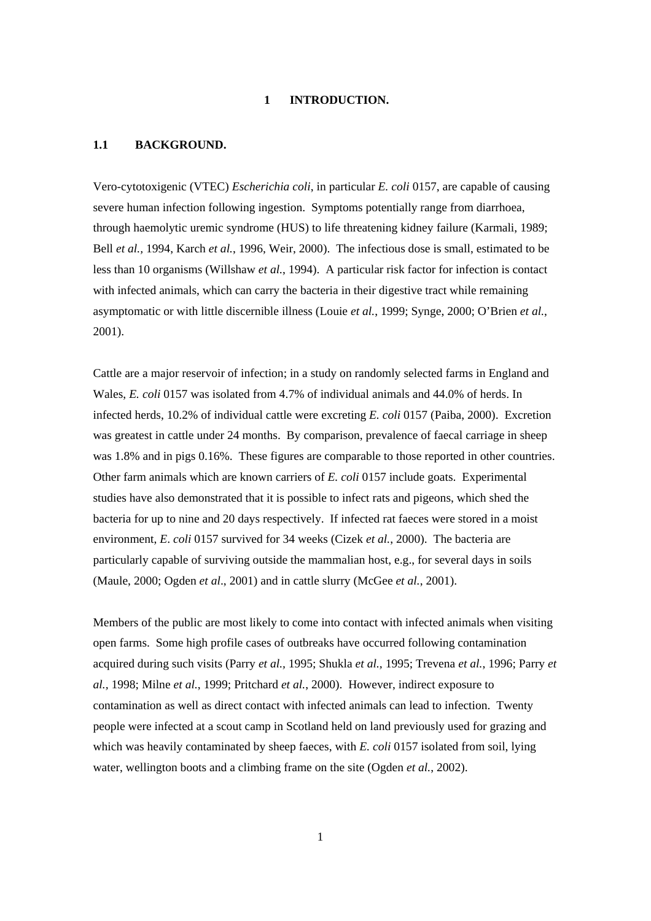# 1 INTRODUCTION.

## 1.1 BACKGROUND.

Vero-cytotoxigenic (VTEC) *Escherichia coli*, in particular *E. coli* 0157, are capable of causing severe human infection following ingestion. Symptoms potentially range from diarrhoea, through haemolytic uremic syndrome (HUS) to life threatening kidney failure (Karmali, 1989; Bell *et al.*, 1994, Karch *et al.*, 1996, Weir, 2000). The infectious dose is small, estimated to be less than 10 organisms (Willshaw *et al.*, 1994). A particular risk factor for infection is contact with infected animals, which can carry the bacteria in their digestive tract while remaining asymptomatic or with little discernible illness (Louie *et al.*, 1999; Synge, 2000; O'Brien *et al.*, 2001).

Cattle are a major reservoir of infection; in a study on randomly selected farms in England and Wales, *E. coli* 0157 was isolated from 4.7% of individual animals and 44.0% of herds. In infected herds, 10.2% of individual cattle were excreting *E. coli* 0157 (Paiba, 2000). Excretion was greatest in cattle under 24 months. By comparison, prevalence of faecal carriage in sheep was 1.8% and in pigs 0.16%. These figures are comparable to those reported in other countries. Other farm animals which are known carriers of *E. coli* 0157 include goats. Experimental studies have also demonstrated that it is possible to infect rats and pigeons, which shed the bacteria for up to nine and 20 days respectively. If infected rat faeces were stored in a moist environment, *E. coli* 0157 survived for 34 weeks (Cizek *et al.*, 2000). The bacteria are particularly capable of surviving outside the mammalian host, e.g., for several days in soils (Maule, 2000; Ogden *et al*., 2001) and in cattle slurry (McGee *et al.*, 2001).

Members of the public are most likely to come into contact with infected animals when visiting open farms. Some high profile cases of outbreaks have occurred following contamination acquired during such visits (Parry *et al.*, 1995; Shukla *et al.*, 1995; Trevena *et al.*, 1996; Parry *et al.*, 1998; Milne *et al.*, 1999; Pritchard *et al.*, 2000). However, indirect exposure to contamination as well as direct contact with infected animals can lead to infection. Twenty people were infected at a scout camp in Scotland held on land previously used for grazing and which was heavily contaminated by sheep faeces, with *E. coli* 0157 isolated from soil, lying water, wellington boots and a climbing frame on the site (Ogden *et al.*, 2002).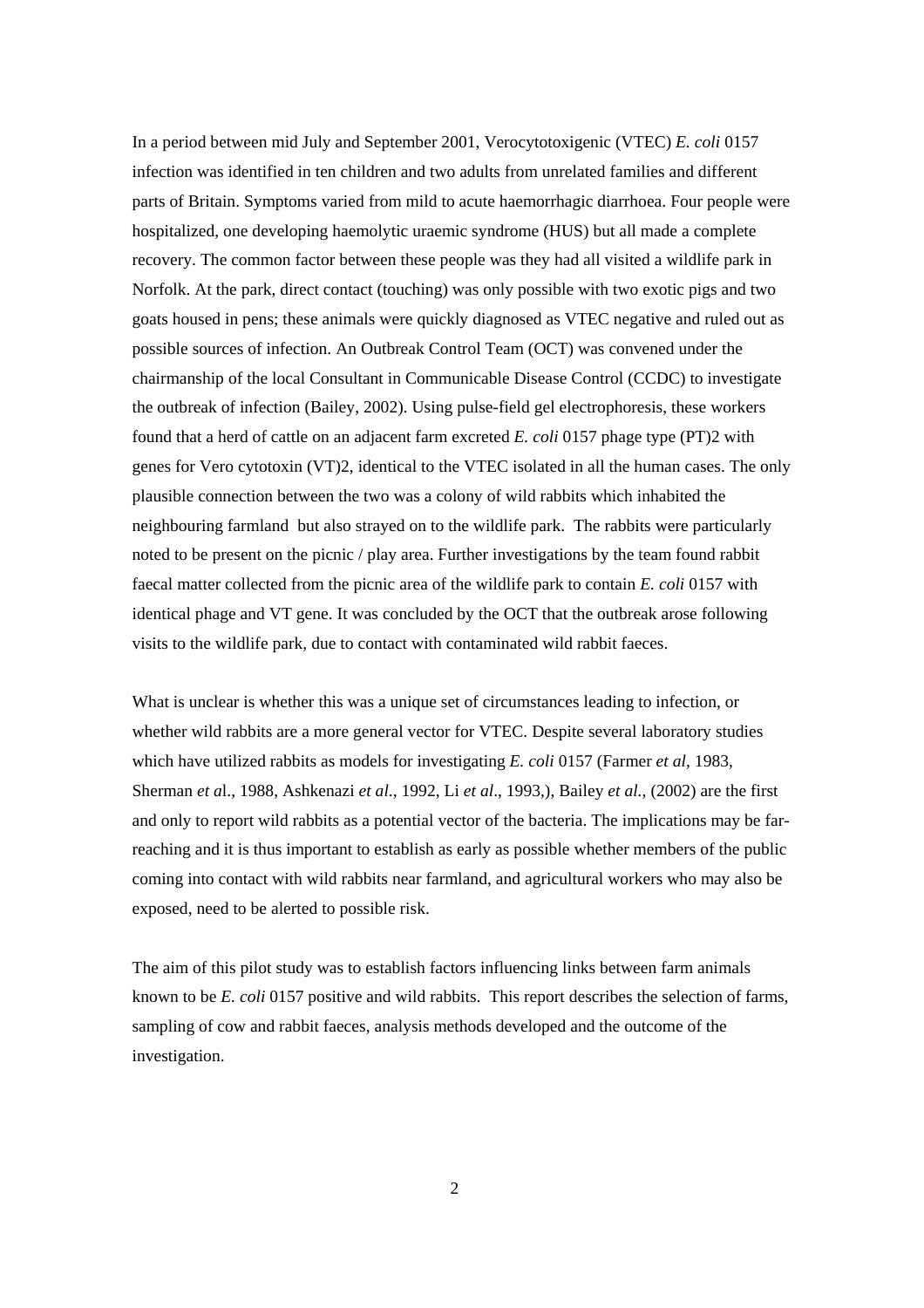In a period between mid July and September 2001, Verocytotoxigenic (VTEC) *E. coli* 0157 infection was identified in ten children and two adults from unrelated families and different parts of Britain. Symptoms varied from mild to acute haemorrhagic diarrhoea. Four people were hospitalized, one developing haemolytic uraemic syndrome (HUS) but all made a complete recovery. The common factor between these people was they had all visited a wildlife park in Norfolk. At the park, direct contact (touching) was only possible with two exotic pigs and two goats housed in pens; these animals were quickly diagnosed as VTEC negative and ruled out as possible sources of infection. An Outbreak Control Team (OCT) was convened under the chairmanship of the local Consultant in Communicable Disease Control (CCDC) to investigate the outbreak of infection (Bailey, 2002). Using pulse-field gel electrophoresis, these workers found that a herd of cattle on an adjacent farm excreted *E. coli* 0157 phage type (PT)2 with genes for Vero cytotoxin (VT)2, identical to the VTEC isolated in all the human cases. The only plausible connection between the two was a colony of wild rabbits which inhabited the neighbouring farmland but also strayed on to the wildlife park. The rabbits were particularly noted to be present on the picnic / play area. Further investigations by the team found rabbit faecal matter collected from the picnic area of the wildlife park to contain *E. coli* 0157 with identical phage and VT gene. It was concluded by the OCT that the outbreak arose following visits to the wildlife park, due to contact with contaminated wild rabbit faeces.

What is unclear is whether this was a unique set of circumstances leading to infection, or whether wild rabbits are a more general vector for VTEC. Despite several laboratory studies which have utilized rabbits as models for investigating *E. coli* 0157 (Farmer *et al*, 1983, Sherman *et a*l., 1988, Ashkenazi *et al*., 1992, Li *et al*., 1993,), Bailey *et al.*, (2002) are the first and only to report wild rabbits as a potential vector of the bacteria. The implications may be far-reaching and it is thus important to establish as early as possible whether members of the public coming into contact with wild rabbits near farmland, and agricultural workers who may also be exposed, need to be alerted to possible risk.

The aim of this pilot study was to establish factors influencing links between farm animals known to be *E. coli* 0157 positive and wild rabbits. This report describes the selection of farms, sampling of cow and rabbit faeces, analysis methods developed and the outcome of the investigation.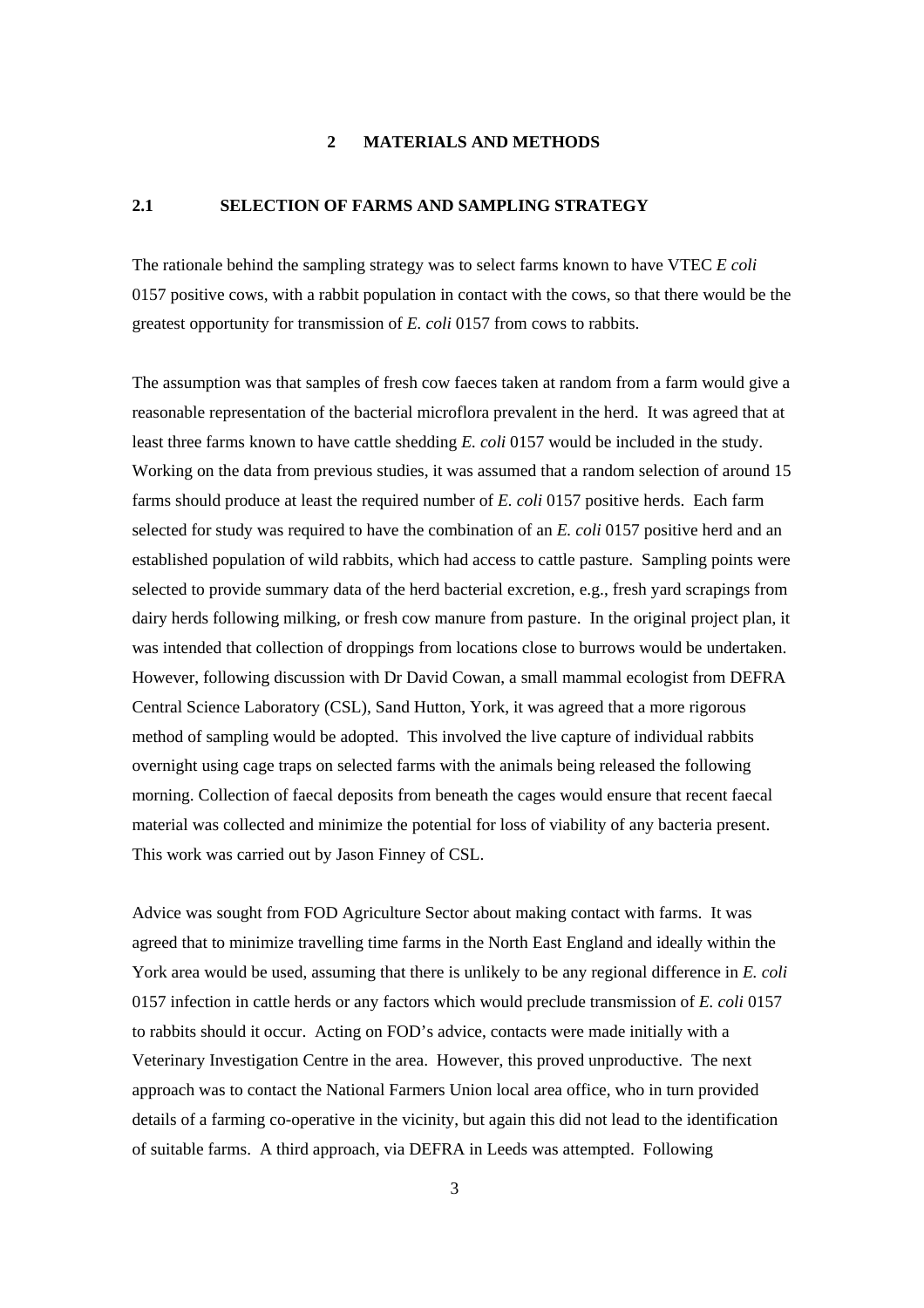# 2 MATERIALS AND METHODS

## 2.1 SELECTION OF FARMS AND SAMPLING STRATEGY

The rationale behind the sampling strategy was to select farms known to have VTEC *E coli* 0157 positive cows, with a rabbit population in contact with the cows, so that there would be the greatest opportunity for transmission of *E. coli* 0157 from cows to rabbits.

The assumption was that samples of fresh cow faeces taken at random from a farm would give a reasonable representation of the bacterial microflora prevalent in the herd. It was agreed that at least three farms known to have cattle shedding *E. coli* 0157 would be included in the study. Working on the data from previous studies, it was assumed that a random selection of around 15 farms should produce at least the required number of *E. coli* 0157 positive herds. Each farm selected for study was required to have the combination of an *E. coli* 0157 positive herd and an established population of wild rabbits, which had access to cattle pasture. Sampling points were selected to provide summary data of the herd bacterial excretion, e.g., fresh yard scrapings from dairy herds following milking, or fresh cow manure from pasture. In the original project plan, it was intended that collection of droppings from locations close to burrows would be undertaken. However, following discussion with Dr David Cowan, a small mammal ecologist from DEFRA Central Science Laboratory (CSL), Sand Hutton, York, it was agreed that a more rigorous method of sampling would be adopted. This involved the live capture of individual rabbits overnight using cage traps on selected farms with the animals being released the following morning. Collection of faecal deposits from beneath the cages would ensure that recent faecal material was collected and minimize the potential for loss of viability of any bacteria present. This work was carried out by Jason Finney of CSL.

Advice was sought from FOD Agriculture Sector about making contact with farms. It was agreed that to minimize travelling time farms in the North East England and ideally within the York area would be used, assuming that there is unlikely to be any regional difference in *E. coli* 0157 infection in cattle herds or any factors which would preclude transmission of *E. coli* 0157 to rabbits should it occur. Acting on FOD's advice, contacts were made initially with a Veterinary Investigation Centre in the area. However, this proved unproductive. The next approach was to contact the National Farmers Union local area office, who in turn provided details of a farming co-operative in the vicinity, but again this did not lead to the identification of suitable farms. A third approach, via DEFRA in Leeds was attempted. Following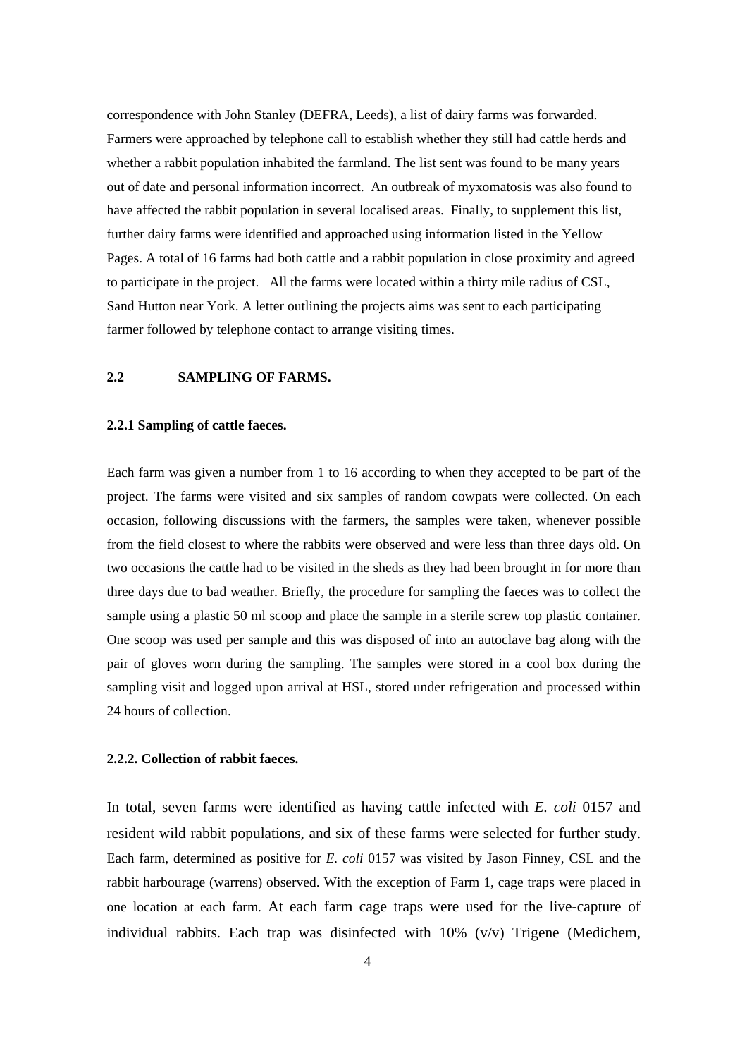correspondence with John Stanley (DEFRA, Leeds), a list of dairy farms was forwarded. Farmers were approached by telephone call to establish whether they still had cattle herds and whether a rabbit population inhabited the farmland. The list sent was found to be many years out of date and personal information incorrect. An outbreak of myxomatosis was also found to have affected the rabbit population in several localised areas. Finally, to supplement this list, further dairy farms were identified and approached using information listed in the Yellow Pages. A total of 16 farms had both cattle and a rabbit population in close proximity and agreed to participate in the project. All the farms were located within a thirty mile radius of CSL, Sand Hutton near York. A letter outlining the projects aims was sent to each participating farmer followed by telephone contact to arrange visiting times.

## 2.2 SAMPLING OF FARMS.

### 2.2.1 Sampling of cattle faeces.

Each farm was given a number from 1 to 16 according to when they accepted to be part of the project. The farms were visited and six samples of random cowpats were collected. On each occasion, following discussions with the farmers, the samples were taken, whenever possible from the field closest to where the rabbits were observed and were less than three days old. On two occasions the cattle had to be visited in the sheds as they had been brought in for more than three days due to bad weather. Briefly, the procedure for sampling the faeces was to collect the sample using a plastic 50 ml scoop and place the sample in a sterile screw top plastic container. One scoop was used per sample and this was disposed of into an autoclave bag along with the pair of gloves worn during the sampling. The samples were stored in a cool box during the sampling visit and logged upon arrival at HSL, stored under refrigeration and processed within 24 hours of collection.

### 2.2.2. Collection of rabbit faeces.

In total, seven farms were identified as having cattle infected with *E. coli* 0157 and resident wild rabbit populations, and six of these farms were selected for further study. Each farm, determined as positive for *E. coli* 0157 was visited by Jason Finney, CSL and the rabbit harbourage (warrens) observed. With the exception of Farm 1, cage traps were placed in one location at each farm. At each farm cage traps were used for the live-capture of individual rabbits. Each trap was disinfected with 10% (v/v) Trigene (Medichem,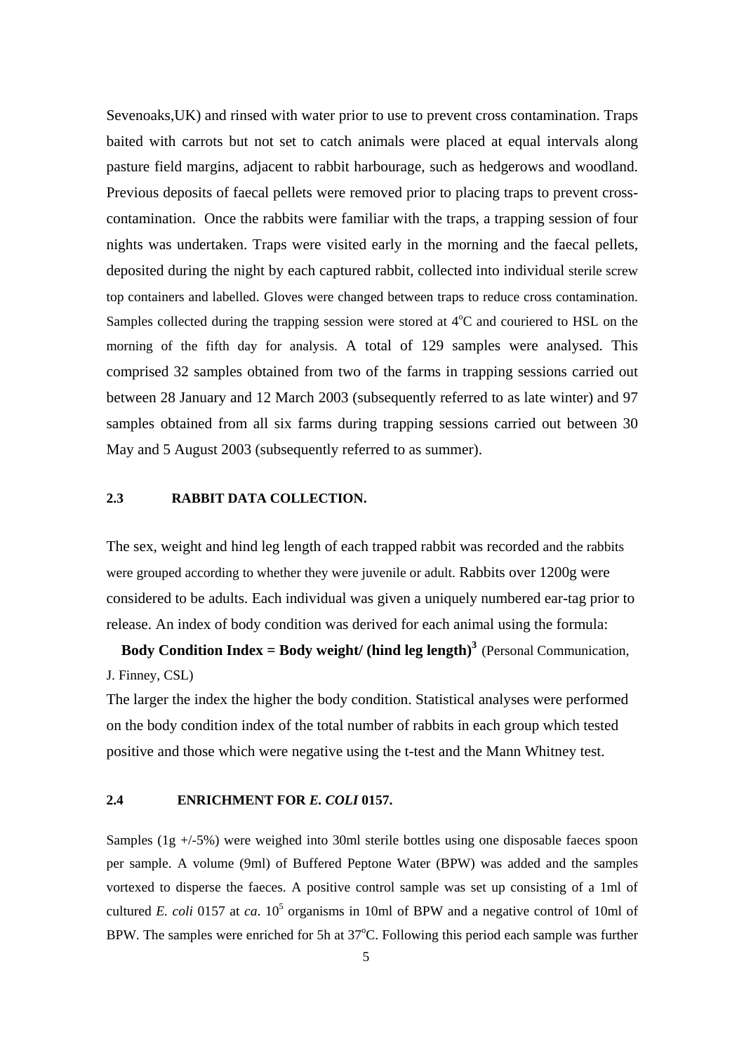Sevenoaks,UK) and rinsed with water prior to use to prevent cross contamination. Traps baited with carrots but not set to catch animals were placed at equal intervals along pasture field margins, adjacent to rabbit harbourage, such as hedgerows and woodland. Previous deposits of faecal pellets were removed prior to placing traps to prevent cross-contamination. Once the rabbits were familiar with the traps, a trapping session of four nights was undertaken. Traps were visited early in the morning and the faecal pellets, deposited during the night by each captured rabbit, collected into individual sterile screw top containers and labelled. Gloves were changed between traps to reduce cross contamination. Samples collected during the trapping session were stored at 4$^{o}$C and couriered to HSL on the morning of the fifth day for analysis. A total of 129 samples were analysed. This comprised 32 samples obtained from two of the farms in trapping sessions carried out between 28 January and 12 March 2003 (subsequently referred to as late winter) and 97 samples obtained from all six farms during trapping sessions carried out between 30 May and 5 August 2003 (subsequently referred to as summer).

## 2.3 RABBIT DATA COLLECTION.

The sex, weight and hind leg length of each trapped rabbit was recorded and the rabbits were grouped according to whether they were juvenile or adult. Rabbits over 1200g were considered to be adults. Each individual was given a uniquely numbered ear-tag prior to release. An index of body condition was derived for each animal using the formula:

**Body Condition Index = Body weight/ (hind leg length)$^{3}$** (Personal Communication, J. Finney, CSL)

The larger the index the higher the body condition. Statistical analyses were performed on the body condition index of the total number of rabbits in each group which tested positive and those which were negative using the t-test and the Mann Whitney test.

## 2.4 ENRICHMENT FOR *E. COLI* 0157.

Samples (1g +/-5%) were weighed into 30ml sterile bottles using one disposable faeces spoon per sample. A volume (9ml) of Buffered Peptone Water (BPW) was added and the samples vortexed to disperse the faeces. A positive control sample was set up consisting of a 1ml of cultured *E. coli* 0157 at *ca*. $10^{5}$ organisms in 10ml of BPW and a negative control of 10ml of BPW. The samples were enriched for 5h at 37$^{o}$C. Following this period each sample was further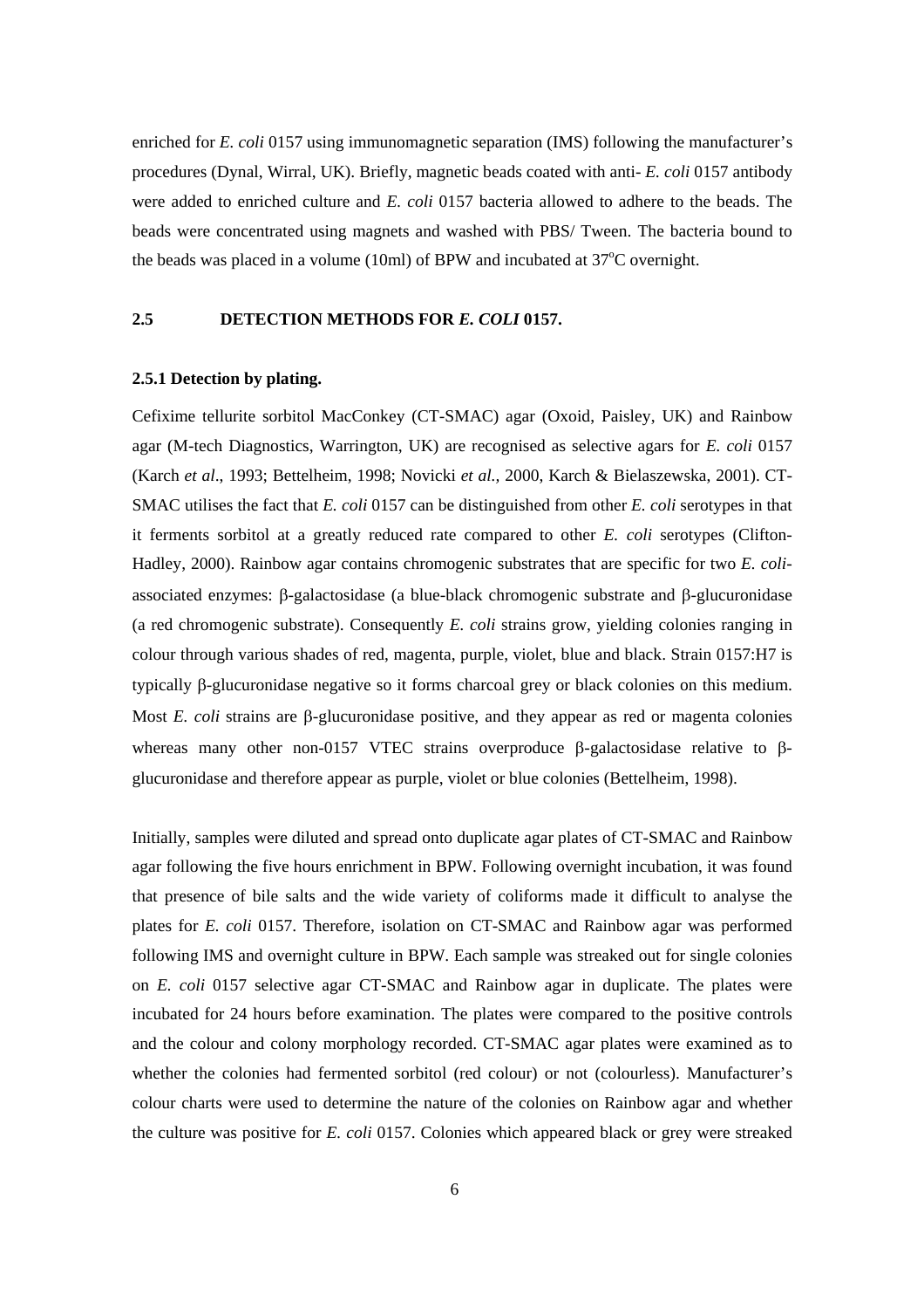enriched for *E. coli* 0157 using immunomagnetic separation (IMS) following the manufacturer's procedures (Dynal, Wirral, UK). Briefly, magnetic beads coated with anti- *E. coli* 0157 antibody were added to enriched culture and *E. coli* 0157 bacteria allowed to adhere to the beads. The beads were concentrated using magnets and washed with PBS/ Tween. The bacteria bound to the beads was placed in a volume (10ml) of BPW and incubated at 37$^{o}$C overnight.

## 2.5 DETECTION METHODS FOR *E. COLI* 0157.

### 2.5.1 Detection by plating.

Cefixime tellurite sorbitol MacConkey (CT-SMAC) agar (Oxoid, Paisley, UK) and Rainbow agar (M-tech Diagnostics, Warrington, UK) are recognised as selective agars for *E. coli* 0157 (Karch *et al*., 1993; Bettelheim, 1998; Novicki *et al.,* 2000, Karch & Bielaszewska, 2001). CT-SMAC utilises the fact that *E. coli* 0157 can be distinguished from other *E. coli* serotypes in that it ferments sorbitol at a greatly reduced rate compared to other *E. coli* serotypes (Clifton-Hadley, 2000). Rainbow agar contains chromogenic substrates that are specific for two *E. coli*-associated enzymes: β-galactosidase (a blue-black chromogenic substrate and β-glucuronidase (a red chromogenic substrate). Consequently *E. coli* strains grow, yielding colonies ranging in colour through various shades of red, magenta, purple, violet, blue and black. Strain 0157:H7 is typically β-glucuronidase negative so it forms charcoal grey or black colonies on this medium. Most *E. coli* strains are β-glucuronidase positive, and they appear as red or magenta colonies whereas many other non-0157 VTEC strains overproduce β-galactosidase relative to β-glucuronidase and therefore appear as purple, violet or blue colonies (Bettelheim, 1998).

Initially, samples were diluted and spread onto duplicate agar plates of CT-SMAC and Rainbow agar following the five hours enrichment in BPW. Following overnight incubation, it was found that presence of bile salts and the wide variety of coliforms made it difficult to analyse the plates for *E. coli* 0157. Therefore, isolation on CT-SMAC and Rainbow agar was performed following IMS and overnight culture in BPW. Each sample was streaked out for single colonies on *E. coli* 0157 selective agar CT-SMAC and Rainbow agar in duplicate. The plates were incubated for 24 hours before examination. The plates were compared to the positive controls and the colour and colony morphology recorded. CT-SMAC agar plates were examined as to whether the colonies had fermented sorbitol (red colour) or not (colourless). Manufacturer's colour charts were used to determine the nature of the colonies on Rainbow agar and whether the culture was positive for *E. coli* 0157. Colonies which appeared black or grey were streaked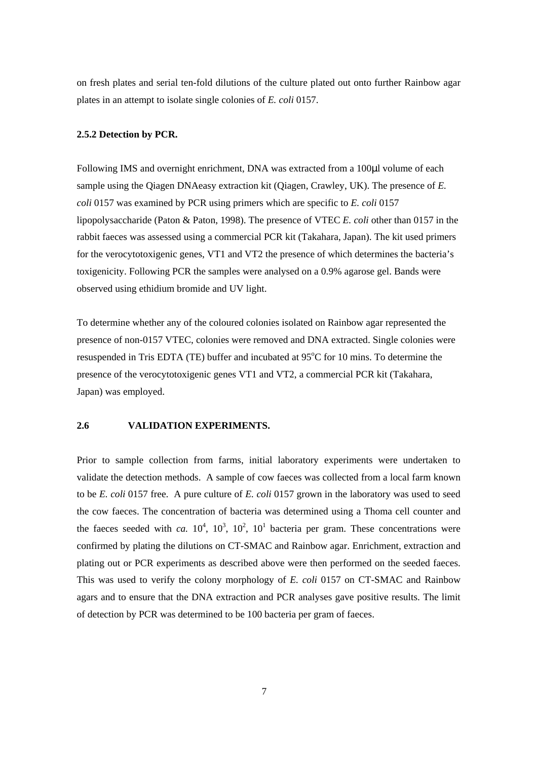on fresh plates and serial ten-fold dilutions of the culture plated out onto further Rainbow agar plates in an attempt to isolate single colonies of *E. coli* 0157.

### 2.5.2 Detection by PCR.

Following IMS and overnight enrichment, DNA was extracted from a 100μl volume of each sample using the Qiagen DNAeasy extraction kit (Qiagen, Crawley, UK). The presence of *E. coli* 0157 was examined by PCR using primers which are specific to *E. coli* 0157 lipopolysaccharide (Paton & Paton, 1998). The presence of VTEC *E. coli* other than 0157 in the rabbit faeces was assessed using a commercial PCR kit (Takahara, Japan). The kit used primers for the verocytotoxigenic genes, VT1 and VT2 the presence of which determines the bacteria's toxigenicity. Following PCR the samples were analysed on a 0.9% agarose gel. Bands were observed using ethidium bromide and UV light.

To determine whether any of the coloured colonies isolated on Rainbow agar represented the presence of non-0157 VTEC, colonies were removed and DNA extracted. Single colonies were resuspended in Tris EDTA (TE) buffer and incubated at 95°C for 10 mins. To determine the presence of the verocytotoxigenic genes VT1 and VT2, a commercial PCR kit (Takahara, Japan) was employed.

## 2.6 VALIDATION EXPERIMENTS.

Prior to sample collection from farms, initial laboratory experiments were undertaken to validate the detection methods. A sample of cow faeces was collected from a local farm known to be *E. coli* 0157 free. A pure culture of *E. coli* 0157 grown in the laboratory was used to seed the cow faeces. The concentration of bacteria was determined using a Thoma cell counter and the faeces seeded with *ca.* $10^4$, $10^3$, $10^2$, $10^1$ bacteria per gram. These concentrations were confirmed by plating the dilutions on CT-SMAC and Rainbow agar. Enrichment, extraction and plating out or PCR experiments as described above were then performed on the seeded faeces. This was used to verify the colony morphology of *E. coli* 0157 on CT-SMAC and Rainbow agars and to ensure that the DNA extraction and PCR analyses gave positive results. The limit of detection by PCR was determined to be 100 bacteria per gram of faeces.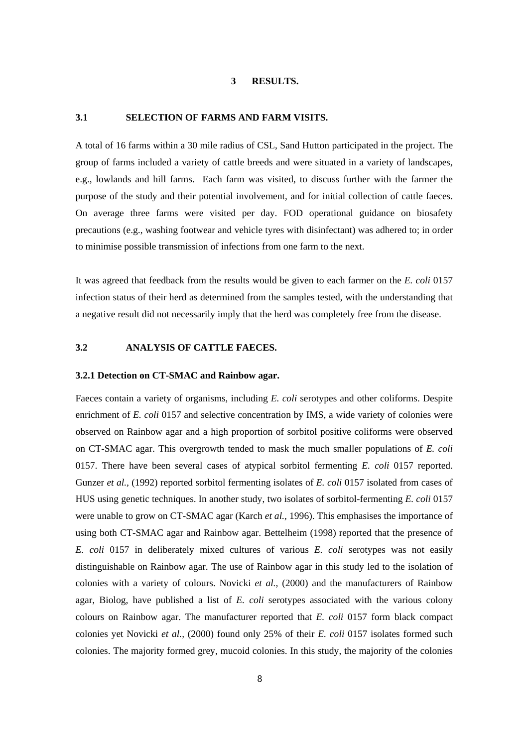# 3 RESULTS.

## 3.1 SELECTION OF FARMS AND FARM VISITS.

A total of 16 farms within a 30 mile radius of CSL, Sand Hutton participated in the project. The group of farms included a variety of cattle breeds and were situated in a variety of landscapes, e.g., lowlands and hill farms. Each farm was visited, to discuss further with the farmer the purpose of the study and their potential involvement, and for initial collection of cattle faeces. On average three farms were visited per day. FOD operational guidance on biosafety precautions (e.g., washing footwear and vehicle tyres with disinfectant) was adhered to; in order to minimise possible transmission of infections from one farm to the next.

It was agreed that feedback from the results would be given to each farmer on the *E. coli* 0157 infection status of their herd as determined from the samples tested, with the understanding that a negative result did not necessarily imply that the herd was completely free from the disease.

## 3.2 ANALYSIS OF CATTLE FAECES.

### 3.2.1 Detection on CT-SMAC and Rainbow agar.

Faeces contain a variety of organisms, including *E. coli* serotypes and other coliforms. Despite enrichment of *E. coli* 0157 and selective concentration by IMS, a wide variety of colonies were observed on Rainbow agar and a high proportion of sorbitol positive coliforms were observed on CT-SMAC agar. This overgrowth tended to mask the much smaller populations of *E. coli* 0157. There have been several cases of atypical sorbitol fermenting *E. coli* 0157 reported. Gunzer *et al.,* (1992) reported sorbitol fermenting isolates of *E. coli* 0157 isolated from cases of HUS using genetic techniques. In another study, two isolates of sorbitol-fermenting *E. coli* 0157 were unable to grow on CT-SMAC agar (Karch *et al.,* 1996). This emphasises the importance of using both CT-SMAC agar and Rainbow agar. Bettelheim (1998) reported that the presence of *E. coli* 0157 in deliberately mixed cultures of various *E. coli* serotypes was not easily distinguishable on Rainbow agar. The use of Rainbow agar in this study led to the isolation of colonies with a variety of colours. Novicki *et al.,* (2000) and the manufacturers of Rainbow agar, Biolog, have published a list of *E. coli* serotypes associated with the various colony colours on Rainbow agar. The manufacturer reported that *E. coli* 0157 form black compact colonies yet Novicki *et al.,* (2000) found only 25% of their *E. coli* 0157 isolates formed such colonies. The majority formed grey, mucoid colonies. In this study, the majority of the colonies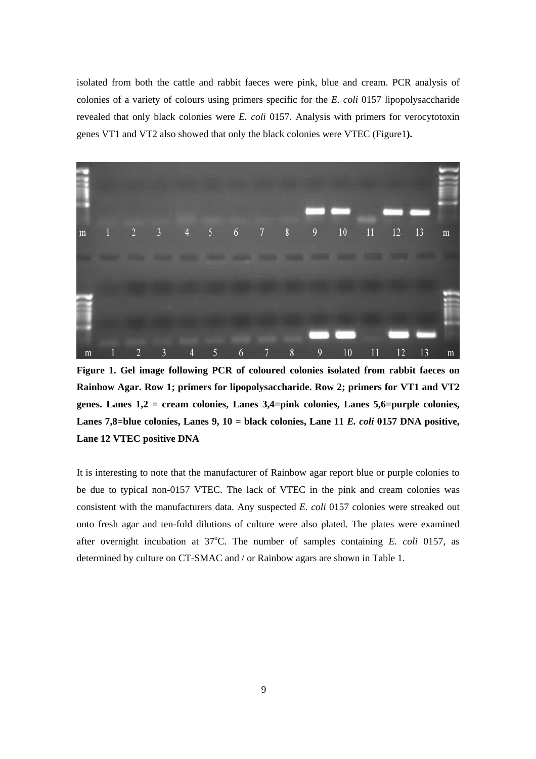isolated from both the cattle and rabbit faeces were pink, blue and cream. PCR analysis of colonies of a variety of colours using primers specific for the *E. coli* 0157 lipopolysaccharide revealed that only black colonies were *E. coli* 0157. Analysis with primers for verocytotoxin genes VT1 and VT2 also showed that only the black colonies were VTEC (Figure1**).**

**Figure 1. Gel image following PCR of coloured colonies isolated from rabbit faeces on Rainbow Agar. Row 1; primers for lipopolysaccharide. Row 2; primers for VT1 and VT2 genes. Lanes 1,2 = cream colonies, Lanes 3,4=pink colonies, Lanes 5,6=purple colonies, Lanes 7,8=blue colonies, Lanes 9, 10 = black colonies, Lane 11 *E. coli* 0157 DNA positive, Lane 12 VTEC positive DNA**

It is interesting to note that the manufacturer of Rainbow agar report blue or purple colonies to be due to typical non-0157 VTEC. The lack of VTEC in the pink and cream colonies was consistent with the manufacturers data. Any suspected *E. coli* 0157 colonies were streaked out onto fresh agar and ten-fold dilutions of culture were also plated. The plates were examined after overnight incubation at 37$^{o}$C. The number of samples containing *E. coli* 0157, as determined by culture on CT-SMAC and / or Rainbow agars are shown in Table 1.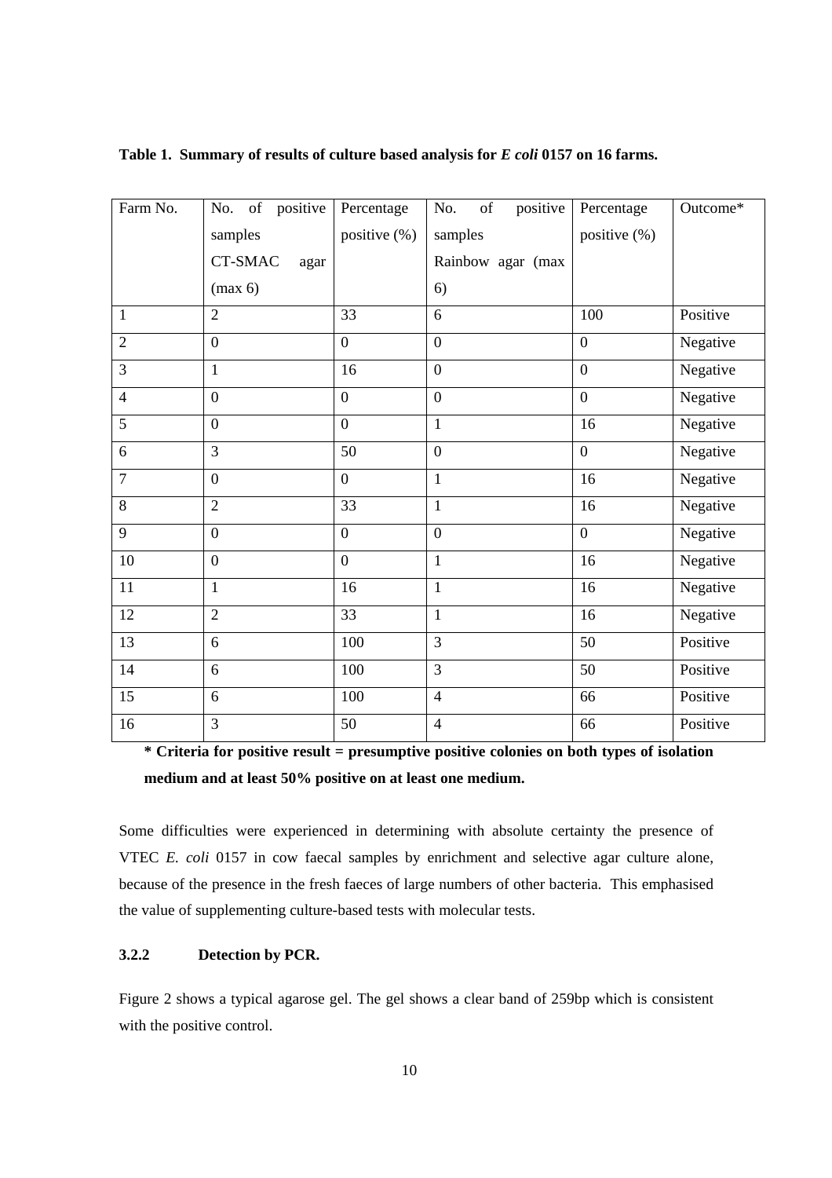**Table 1. Summary of results of culture based analysis for *E coli* 0157 on 16 farms.**

| Farm No. | No. of positive samples CT-SMAC agar (max 6) | Percentage positive (%) | No. of positive samples Rainbow agar (max 6) | Percentage positive (%) | Outcome* |
|---|---|---|---|---|---|
| 1 | 2 | 33 | 6 | 100 | Positive |
| 2 | 0 | 0 | 0 | 0 | Negative |
| 3 | 1 | 16 | 0 | 0 | Negative |
| 4 | 0 | 0 | 0 | 0 | Negative |
| 5 | 0 | 0 | 1 | 16 | Negative |
| 6 | 3 | 50 | 0 | 0 | Negative |
| 7 | 0 | 0 | 1 | 16 | Negative |
| 8 | 2 | 33 | 1 | 16 | Negative |
| 9 | 0 | 0 | 0 | 0 | Negative |
| 10 | 0 | 0 | 1 | 16 | Negative |
| 11 | 1 | 16 | 1 | 16 | Negative |
| 12 | 2 | 33 | 1 | 16 | Negative |
| 13 | 6 | 100 | 3 | 50 | Positive |
| 14 | 6 | 100 | 3 | 50 | Positive |
| 15 | 6 | 100 | 4 | 66 | Positive |
| 16 | 3 | 50 | 4 | 66 | Positive |

**\* Criteria for positive result = presumptive positive colonies on both types of isolation medium and at least 50% positive on at least one medium.**

Some difficulties were experienced in determining with absolute certainty the presence of VTEC *E. coli* 0157 in cow faecal samples by enrichment and selective agar culture alone, because of the presence in the fresh faeces of large numbers of other bacteria. This emphasised the value of supplementing culture-based tests with molecular tests.

### 3.2.2 Detection by PCR.

Figure 2 shows a typical agarose gel. The gel shows a clear band of 259bp which is consistent with the positive control.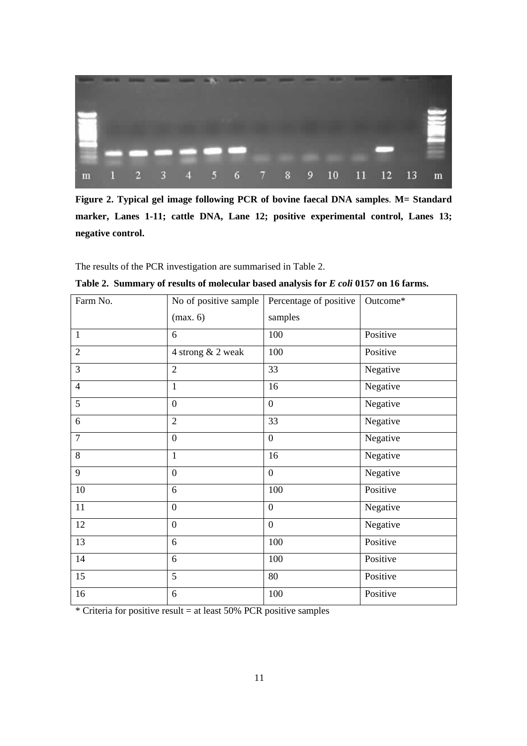**Figure 2. Typical gel image following PCR of bovine faecal DNA samples**. **M= Standard marker, Lanes 1-11; cattle DNA, Lane 12; positive experimental control, Lanes 13; negative control.**

The results of the PCR investigation are summarised in Table 2.

**Table 2. Summary of results of molecular based analysis for *E coli* 0157 on 16 farms.**

| Farm No. | No of positive sample (max. 6) | Percentage of positive samples | Outcome* |
|---|---|---|---|
| 1 | 6 | 100 | Positive |
| 2 | 4 strong & 2 weak | 100 | Positive |
| 3 | 2 | 33 | Negative |
| 4 | 1 | 16 | Negative |
| 5 | 0 | 0 | Negative |
| 6 | 2 | 33 | Negative |
| 7 | 0 | 0 | Negative |
| 8 | 1 | 16 | Negative |
| 9 | 0 | 0 | Negative |
| 10 | 6 | 100 | Positive |
| 11 | 0 | 0 | Negative |
| 12 | 0 | 0 | Negative |
| 13 | 6 | 100 | Positive |
| 14 | 6 | 100 | Positive |
| 15 | 5 | 80 | Positive |
| 16 | 6 | 100 | Positive |

* Criteria for positive result = at least 50% PCR positive samples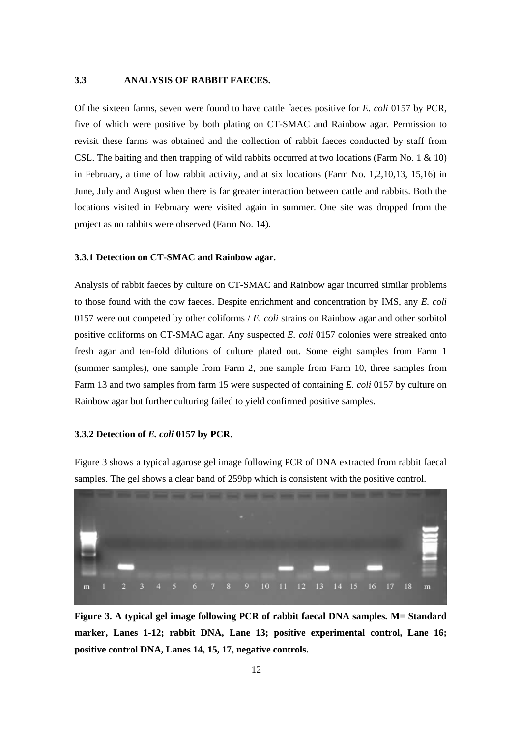### 3.3 ANALYSIS OF RABBIT FAECES.

Of the sixteen farms, seven were found to have cattle faeces positive for *E. coli* 0157 by PCR, five of which were positive by both plating on CT-SMAC and Rainbow agar. Permission to revisit these farms was obtained and the collection of rabbit faeces conducted by staff from CSL. The baiting and then trapping of wild rabbits occurred at two locations (Farm No. 1 & 10) in February, a time of low rabbit activity, and at six locations (Farm No. 1,2,10,13, 15,16) in June, July and August when there is far greater interaction between cattle and rabbits. Both the locations visited in February were visited again in summer. One site was dropped from the project as no rabbits were observed (Farm No. 14).

#### 3.3.1 Detection on CT-SMAC and Rainbow agar.

Analysis of rabbit faeces by culture on CT-SMAC and Rainbow agar incurred similar problems to those found with the cow faeces. Despite enrichment and concentration by IMS, any *E. coli* 0157 were out competed by other coliforms / *E. coli* strains on Rainbow agar and other sorbitol positive coliforms on CT-SMAC agar. Any suspected *E. coli* 0157 colonies were streaked onto fresh agar and ten-fold dilutions of culture plated out. Some eight samples from Farm 1 (summer samples), one sample from Farm 2, one sample from Farm 10, three samples from Farm 13 and two samples from farm 15 were suspected of containing *E. coli* 0157 by culture on Rainbow agar but further culturing failed to yield confirmed positive samples.

#### 3.3.2 Detection of *E. coli* 0157 by PCR.

Figure 3 shows a typical agarose gel image following PCR of DNA extracted from rabbit faecal samples. The gel shows a clear band of 259bp which is consistent with the positive control.

**Figure 3. A typical gel image following PCR of rabbit faecal DNA samples. M= Standard marker, Lanes 1-12; rabbit DNA, Lane 13; positive experimental control, Lane 16; positive control DNA, Lanes 14, 15, 17, negative controls.**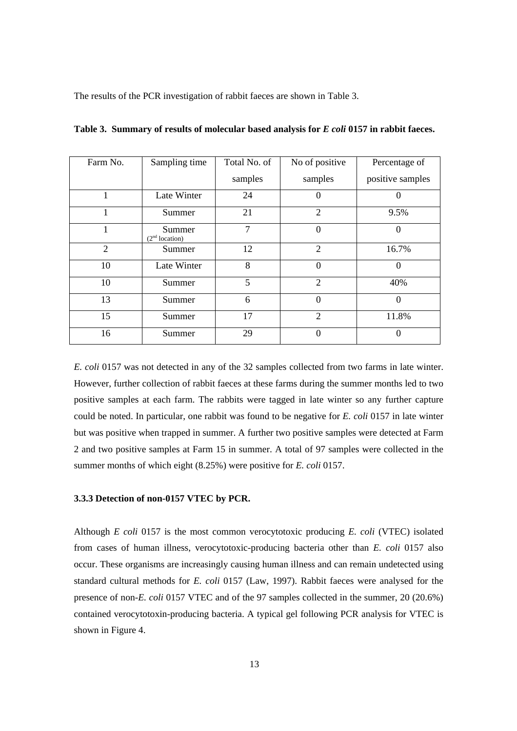The results of the PCR investigation of rabbit faeces are shown in Table 3.

**Table 3. Summary of results of molecular based analysis for *E coli* 0157 in rabbit faeces.**

| Farm No. | Sampling time | Total No. of samples | No of positive samples | Percentage of positive samples |
|---|---|---|---|---|
| 1 | Late Winter | 24 | 0 | 0 |
| 1 | Summer | 21 | 2 | 9.5% |
| 1 | Summer (2nd location) | 7 | 0 | 0 |
| 2 | Summer | 12 | 2 | 16.7% |
| 10 | Late Winter | 8 | 0 | 0 |
| 10 | Summer | 5 | 2 | 40% |
| 13 | Summer | 6 | 0 | 0 |
| 15 | Summer | 17 | 2 | 11.8% |
| 16 | Summer | 29 | 0 | 0 |

*E. coli* 0157 was not detected in any of the 32 samples collected from two farms in late winter. However, further collection of rabbit faeces at these farms during the summer months led to two positive samples at each farm. The rabbits were tagged in late winter so any further capture could be noted. In particular, one rabbit was found to be negative for *E. coli* 0157 in late winter but was positive when trapped in summer. A further two positive samples were detected at Farm 2 and two positive samples at Farm 15 in summer. A total of 97 samples were collected in the summer months of which eight (8.25%) were positive for *E. coli* 0157.

### 3.3.3 Detection of non-0157 VTEC by PCR.

Although *E coli* 0157 is the most common verocytotoxic producing *E. coli* (VTEC) isolated from cases of human illness, verocytotoxic-producing bacteria other than *E. coli* 0157 also occur. These organisms are increasingly causing human illness and can remain undetected using standard cultural methods for *E. coli* 0157 (Law, 1997). Rabbit faeces were analysed for the presence of non-*E. coli* 0157 VTEC and of the 97 samples collected in the summer, 20 (20.6%) contained verocytotoxin-producing bacteria. A typical gel following PCR analysis for VTEC is shown in Figure 4.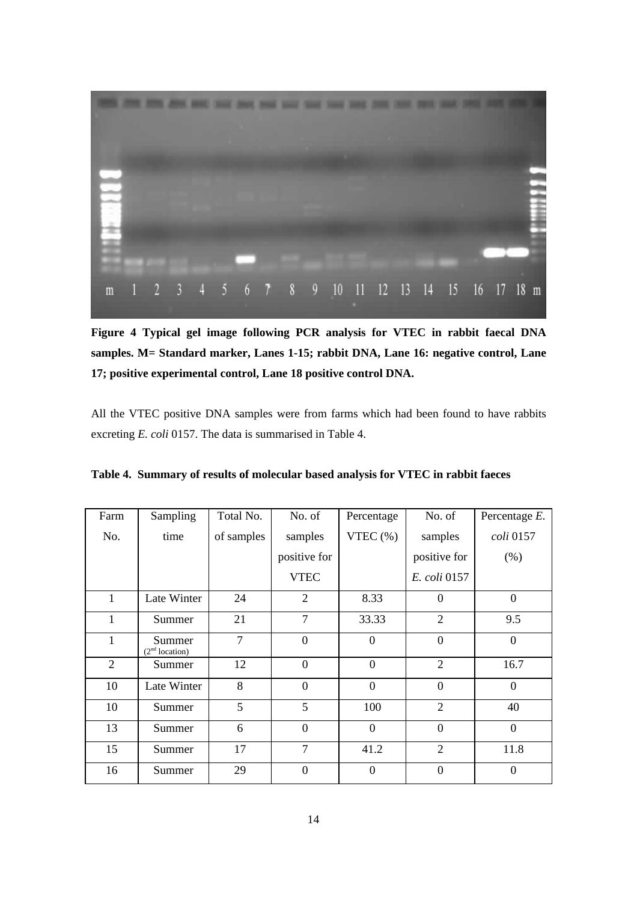**Figure 4 Typical gel image following PCR analysis for VTEC in rabbit faecal DNA samples. M= Standard marker, Lanes 1-15; rabbit DNA, Lane 16: negative control, Lane 17; positive experimental control, Lane 18 positive control DNA.**

All the VTEC positive DNA samples were from farms which had been found to have rabbits excreting *E. coli* 0157. The data is summarised in Table 4.

**Table 4. Summary of results of molecular based analysis for VTEC in rabbit faeces**

| Farm No. | Sampling time | Total No. of samples | No. of samples positive for VTEC | Percentage VTEC (%) | No. of samples positive for *E. coli* 0157 | Percentage *E. coli* 0157 (%) |
|---|---|---|---|---|---|---|
| 1 | Late Winter | 24 | 2 | 8.33 | 0 | 0 |
| 1 | Summer | 21 | 7 | 33.33 | 2 | 9.5 |
| 1 | Summer (2nd location) | 7 | 0 | 0 | 0 | 0 |
| 2 | Summer | 12 | 0 | 0 | 2 | 16.7 |
| 10 | Late Winter | 8 | 0 | 0 | 0 | 0 |
| 10 | Summer | 5 | 5 | 100 | 2 | 40 |
| 13 | Summer | 6 | 0 | 0 | 0 | 0 |
| 15 | Summer | 17 | 7 | 41.2 | 2 | 11.8 |
| 16 | Summer | 29 | 0 | 0 | 0 | 0 |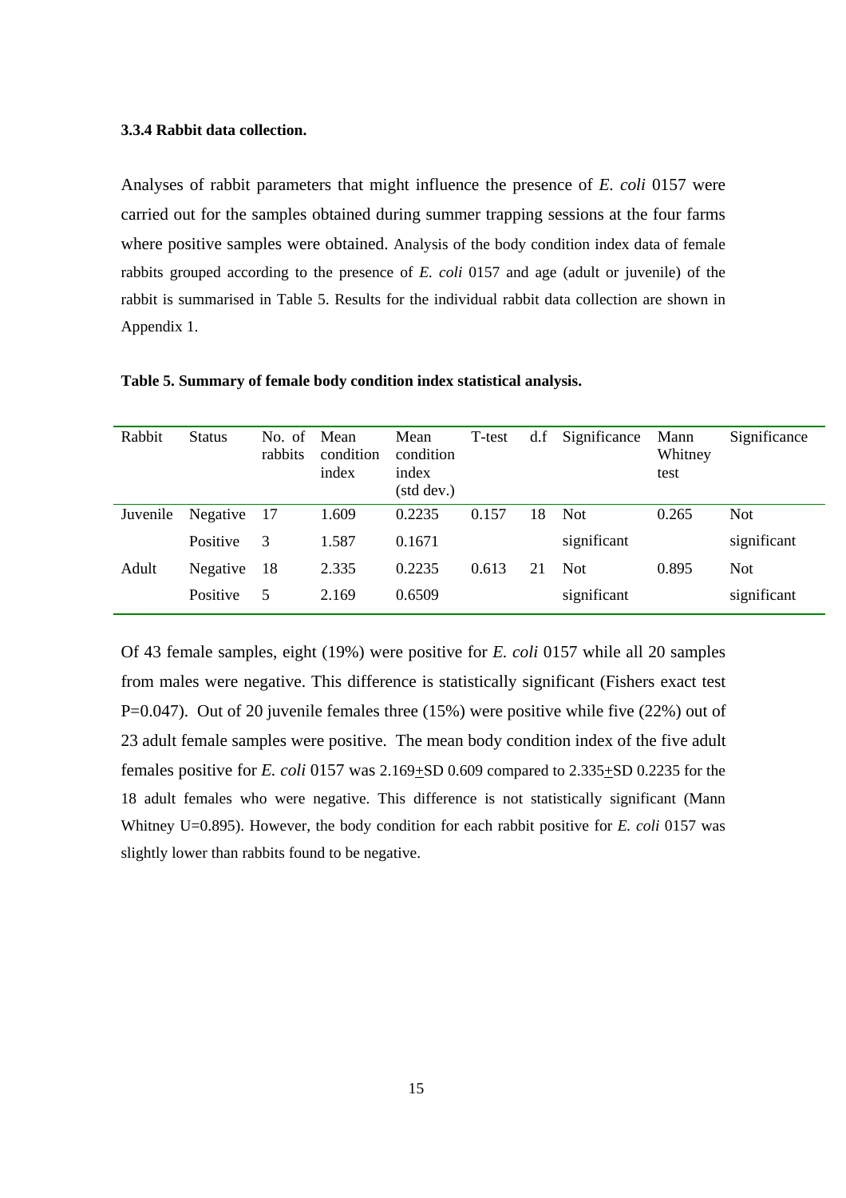**3.3.4 Rabbit data collection.**

Analyses of rabbit parameters that might influence the presence of *E. coli* 0157 were carried out for the samples obtained during summer trapping sessions at the four farms where positive samples were obtained. Analysis of the body condition index data of female rabbits grouped according to the presence of *E. coli* 0157 and age (adult or juvenile) of the rabbit is summarised in Table 5. Results for the individual rabbit data collection are shown in Appendix 1.

**Table 5. Summary of female body condition index statistical analysis.**

| Rabbit | Status | No. of rabbits | Mean condition index | Mean condition index (std dev.) | T-test | d.f | Significance | Mann Whitney test | Significance |
|---|---|---|---|---|---|---|---|---|---|
| Juvenile | Negative | 17 | 1.609 | 0.2235 | 0.157 | 18 | Not significant | 0.265 | Not significant |
| | Positive | 3 | 1.587 | 0.1671 | | | | | |
| Adult | Negative | 18 | 2.335 | 0.2235 | 0.613 | 21 | Not significant | 0.895 | Not significant |
| | Positive | 5 | 2.169 | 0.6509 | | | | | |

Of 43 female samples, eight (19%) were positive for *E. coli* 0157 while all 20 samples from males were negative. This difference is statistically significant (Fishers exact test P=0.047). Out of 20 juvenile females three (15%) were positive while five (22%) out of 23 adult female samples were positive. The mean body condition index of the five adult females positive for *E. coli* 0157 was 2.169$\pm$SD 0.609 compared to 2.335$\pm$SD 0.2235 for the 18 adult females who were negative. This difference is not statistically significant (Mann Whitney U=0.895). However, the body condition for each rabbit positive for *E. coli* 0157 was slightly lower than rabbits found to be negative.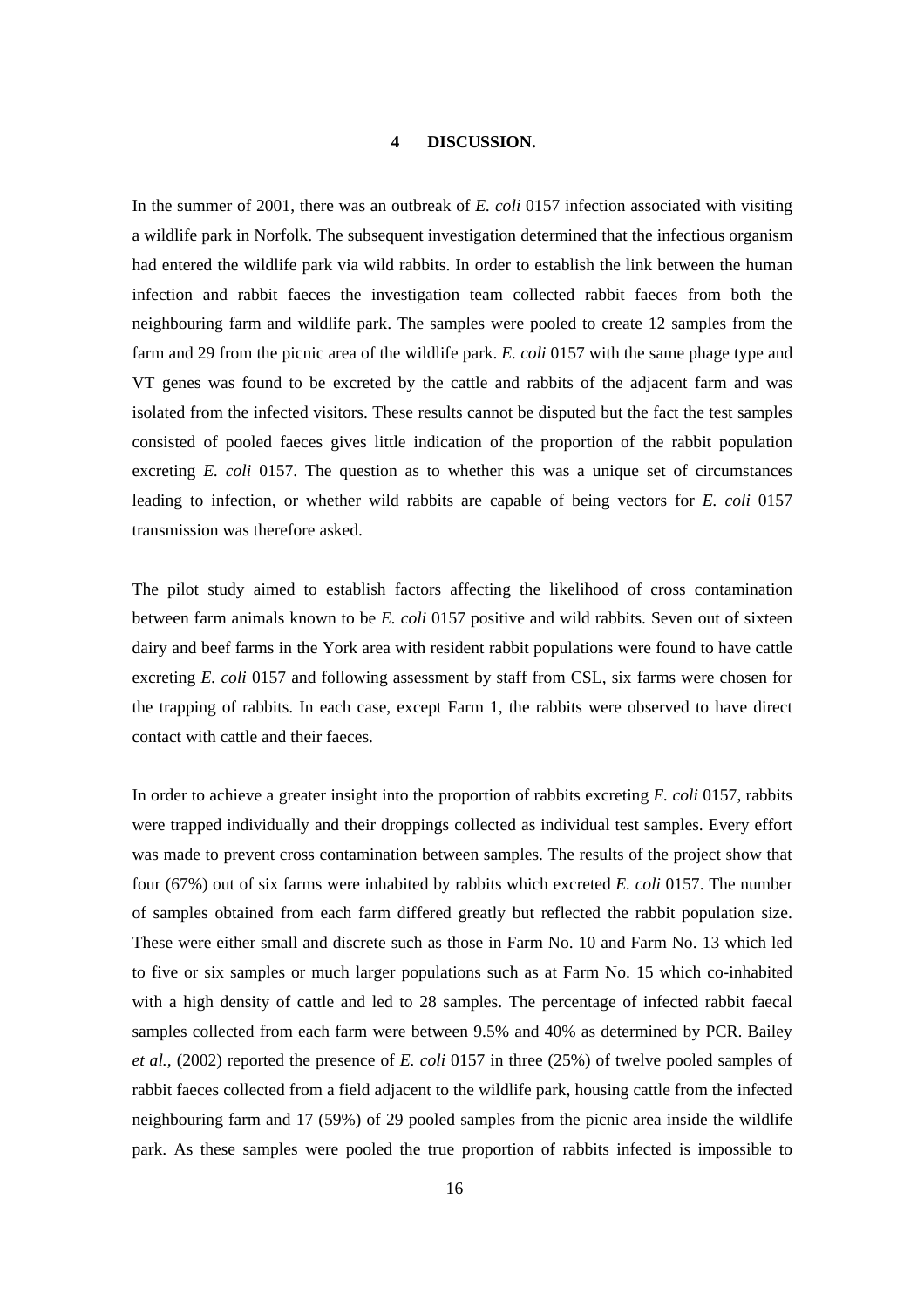# 4 DISCUSSION.

In the summer of 2001, there was an outbreak of *E. coli* 0157 infection associated with visiting a wildlife park in Norfolk. The subsequent investigation determined that the infectious organism had entered the wildlife park via wild rabbits. In order to establish the link between the human infection and rabbit faeces the investigation team collected rabbit faeces from both the neighbouring farm and wildlife park. The samples were pooled to create 12 samples from the farm and 29 from the picnic area of the wildlife park. *E. coli* 0157 with the same phage type and VT genes was found to be excreted by the cattle and rabbits of the adjacent farm and was isolated from the infected visitors. These results cannot be disputed but the fact the test samples consisted of pooled faeces gives little indication of the proportion of the rabbit population excreting *E. coli* 0157. The question as to whether this was a unique set of circumstances leading to infection, or whether wild rabbits are capable of being vectors for *E. coli* 0157 transmission was therefore asked.

The pilot study aimed to establish factors affecting the likelihood of cross contamination between farm animals known to be *E. coli* 0157 positive and wild rabbits. Seven out of sixteen dairy and beef farms in the York area with resident rabbit populations were found to have cattle excreting *E. coli* 0157 and following assessment by staff from CSL, six farms were chosen for the trapping of rabbits. In each case, except Farm 1, the rabbits were observed to have direct contact with cattle and their faeces.

In order to achieve a greater insight into the proportion of rabbits excreting *E. coli* 0157, rabbits were trapped individually and their droppings collected as individual test samples. Every effort was made to prevent cross contamination between samples. The results of the project show that four (67%) out of six farms were inhabited by rabbits which excreted *E. coli* 0157. The number of samples obtained from each farm differed greatly but reflected the rabbit population size. These were either small and discrete such as those in Farm No. 10 and Farm No. 13 which led to five or six samples or much larger populations such as at Farm No. 15 which co-inhabited with a high density of cattle and led to 28 samples. The percentage of infected rabbit faecal samples collected from each farm were between 9.5% and 40% as determined by PCR. Bailey *et al.*, (2002) reported the presence of *E. coli* 0157 in three (25%) of twelve pooled samples of rabbit faeces collected from a field adjacent to the wildlife park, housing cattle from the infected neighbouring farm and 17 (59%) of 29 pooled samples from the picnic area inside the wildlife park. As these samples were pooled the true proportion of rabbits infected is impossible to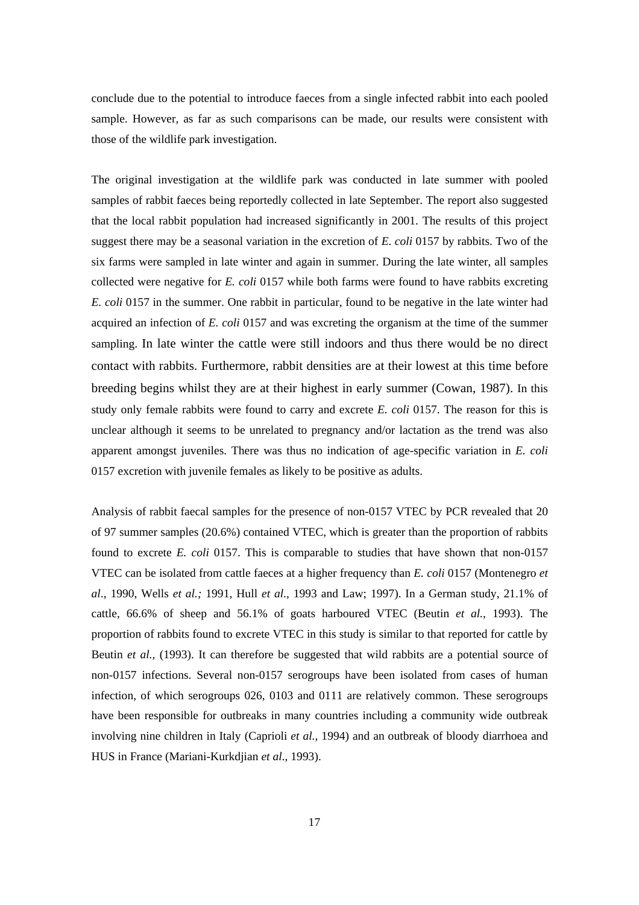conclude due to the potential to introduce faeces from a single infected rabbit into each pooled sample. However, as far as such comparisons can be made, our results were consistent with those of the wildlife park investigation.

The original investigation at the wildlife park was conducted in late summer with pooled samples of rabbit faeces being reportedly collected in late September. The report also suggested that the local rabbit population had increased significantly in 2001. The results of this project suggest there may be a seasonal variation in the excretion of *E. coli* 0157 by rabbits. Two of the six farms were sampled in late winter and again in summer. During the late winter, all samples collected were negative for *E. coli* 0157 while both farms were found to have rabbits excreting *E. coli* 0157 in the summer. One rabbit in particular, found to be negative in the late winter had acquired an infection of *E. coli* 0157 and was excreting the organism at the time of the summer sampling. In late winter the cattle were still indoors and thus there would be no direct contact with rabbits. Furthermore, rabbit densities are at their lowest at this time before breeding begins whilst they are at their highest in early summer (Cowan, 1987). In this study only female rabbits were found to carry and excrete *E. coli* 0157. The reason for this is unclear although it seems to be unrelated to pregnancy and/or lactation as the trend was also apparent amongst juveniles. There was thus no indication of age-specific variation in *E. coli* 0157 excretion with juvenile females as likely to be positive as adults.

Analysis of rabbit faecal samples for the presence of non-0157 VTEC by PCR revealed that 20 of 97 summer samples (20.6%) contained VTEC, which is greater than the proportion of rabbits found to excrete *E. coli* 0157. This is comparable to studies that have shown that non-0157 VTEC can be isolated from cattle faeces at a higher frequency than *E. coli* 0157 (Montenegro *et al*., 1990, Wells *et al.;* 1991, Hull *et al*., 1993 and Law; 1997). In a German study, 21.1% of cattle, 66.6% of sheep and 56.1% of goats harboured VTEC (Beutin *et al.*, 1993). The proportion of rabbits found to excrete VTEC in this study is similar to that reported for cattle by Beutin *et al.,* (1993). It can therefore be suggested that wild rabbits are a potential source of non-0157 infections. Several non-0157 serogroups have been isolated from cases of human infection, of which serogroups 026, 0103 and 0111 are relatively common. These serogroups have been responsible for outbreaks in many countries including a community wide outbreak involving nine children in Italy (Caprioli *et al.,* 1994) and an outbreak of bloody diarrhoea and HUS in France (Mariani-Kurkdjian *et al*., 1993).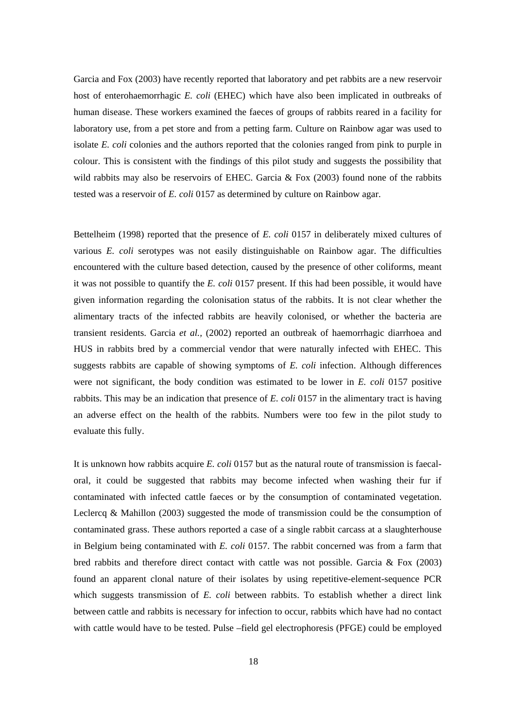Garcia and Fox (2003) have recently reported that laboratory and pet rabbits are a new reservoir host of enterohaemorrhagic *E. coli* (EHEC) which have also been implicated in outbreaks of human disease. These workers examined the faeces of groups of rabbits reared in a facility for laboratory use, from a pet store and from a petting farm. Culture on Rainbow agar was used to isolate *E. coli* colonies and the authors reported that the colonies ranged from pink to purple in colour. This is consistent with the findings of this pilot study and suggests the possibility that wild rabbits may also be reservoirs of EHEC. Garcia & Fox (2003) found none of the rabbits tested was a reservoir of *E. coli* 0157 as determined by culture on Rainbow agar.

Bettelheim (1998) reported that the presence of *E. coli* 0157 in deliberately mixed cultures of various *E. coli* serotypes was not easily distinguishable on Rainbow agar. The difficulties encountered with the culture based detection, caused by the presence of other coliforms, meant it was not possible to quantify the *E. coli* 0157 present. If this had been possible, it would have given information regarding the colonisation status of the rabbits. It is not clear whether the alimentary tracts of the infected rabbits are heavily colonised, or whether the bacteria are transient residents. Garcia *et al.,* (2002) reported an outbreak of haemorrhagic diarrhoea and HUS in rabbits bred by a commercial vendor that were naturally infected with EHEC. This suggests rabbits are capable of showing symptoms of *E. coli* infection. Although differences were not significant, the body condition was estimated to be lower in *E. coli* 0157 positive rabbits. This may be an indication that presence of *E. coli* 0157 in the alimentary tract is having an adverse effect on the health of the rabbits. Numbers were too few in the pilot study to evaluate this fully.

It is unknown how rabbits acquire *E. coli* 0157 but as the natural route of transmission is faecal-oral, it could be suggested that rabbits may become infected when washing their fur if contaminated with infected cattle faeces or by the consumption of contaminated vegetation. Leclercq & Mahillon (2003) suggested the mode of transmission could be the consumption of contaminated grass. These authors reported a case of a single rabbit carcass at a slaughterhouse in Belgium being contaminated with *E. coli* 0157. The rabbit concerned was from a farm that bred rabbits and therefore direct contact with cattle was not possible. Garcia & Fox (2003) found an apparent clonal nature of their isolates by using repetitive-element-sequence PCR which suggests transmission of *E. coli* between rabbits. To establish whether a direct link between cattle and rabbits is necessary for infection to occur, rabbits which have had no contact with cattle would have to be tested. Pulse –field gel electrophoresis (PFGE) could be employed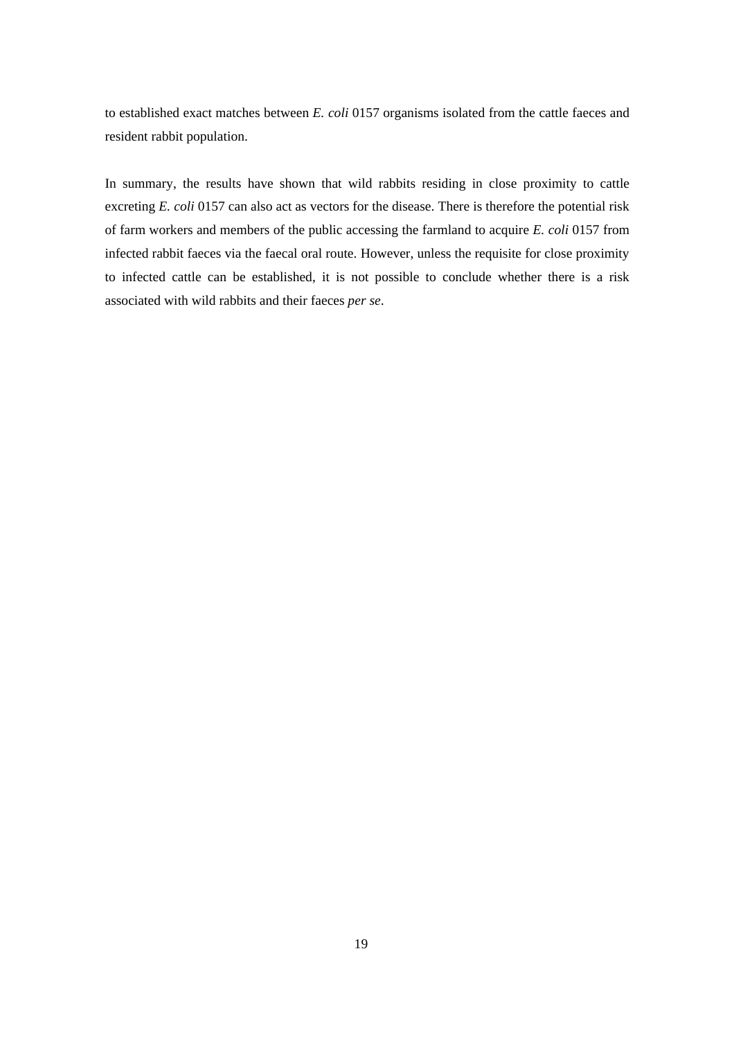to established exact matches between *E. coli* 0157 organisms isolated from the cattle faeces and resident rabbit population.

In summary, the results have shown that wild rabbits residing in close proximity to cattle excreting *E. coli* 0157 can also act as vectors for the disease. There is therefore the potential risk of farm workers and members of the public accessing the farmland to acquire *E. coli* 0157 from infected rabbit faeces via the faecal oral route. However, unless the requisite for close proximity to infected cattle can be established, it is not possible to conclude whether there is a risk associated with wild rabbits and their faeces *per se*.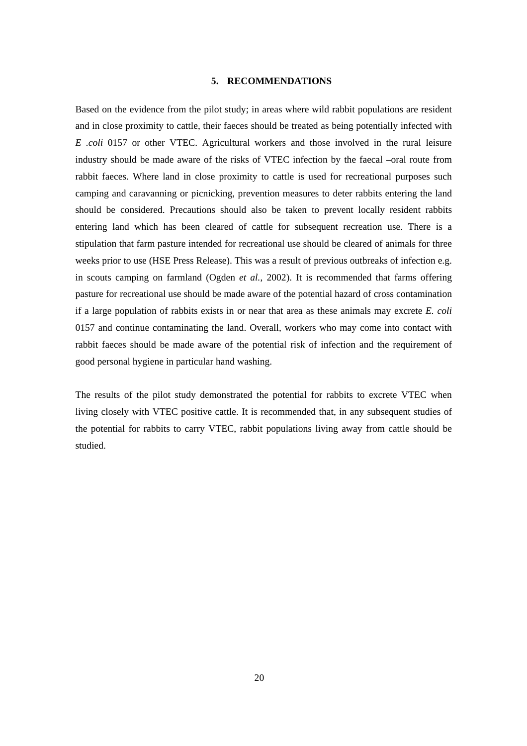## 5. RECOMMENDATIONS

Based on the evidence from the pilot study; in areas where wild rabbit populations are resident and in close proximity to cattle, their faeces should be treated as being potentially infected with *E .coli* 0157 or other VTEC. Agricultural workers and those involved in the rural leisure industry should be made aware of the risks of VTEC infection by the faecal –oral route from rabbit faeces. Where land in close proximity to cattle is used for recreational purposes such camping and caravanning or picnicking, prevention measures to deter rabbits entering the land should be considered. Precautions should also be taken to prevent locally resident rabbits entering land which has been cleared of cattle for subsequent recreation use. There is a stipulation that farm pasture intended for recreational use should be cleared of animals for three weeks prior to use (HSE Press Release). This was a result of previous outbreaks of infection e.g. in scouts camping on farmland (Ogden *et al.*, 2002). It is recommended that farms offering pasture for recreational use should be made aware of the potential hazard of cross contamination if a large population of rabbits exists in or near that area as these animals may excrete *E. coli* 0157 and continue contaminating the land. Overall, workers who may come into contact with rabbit faeces should be made aware of the potential risk of infection and the requirement of good personal hygiene in particular hand washing.

The results of the pilot study demonstrated the potential for rabbits to excrete VTEC when living closely with VTEC positive cattle. It is recommended that, in any subsequent studies of the potential for rabbits to carry VTEC, rabbit populations living away from cattle should be studied.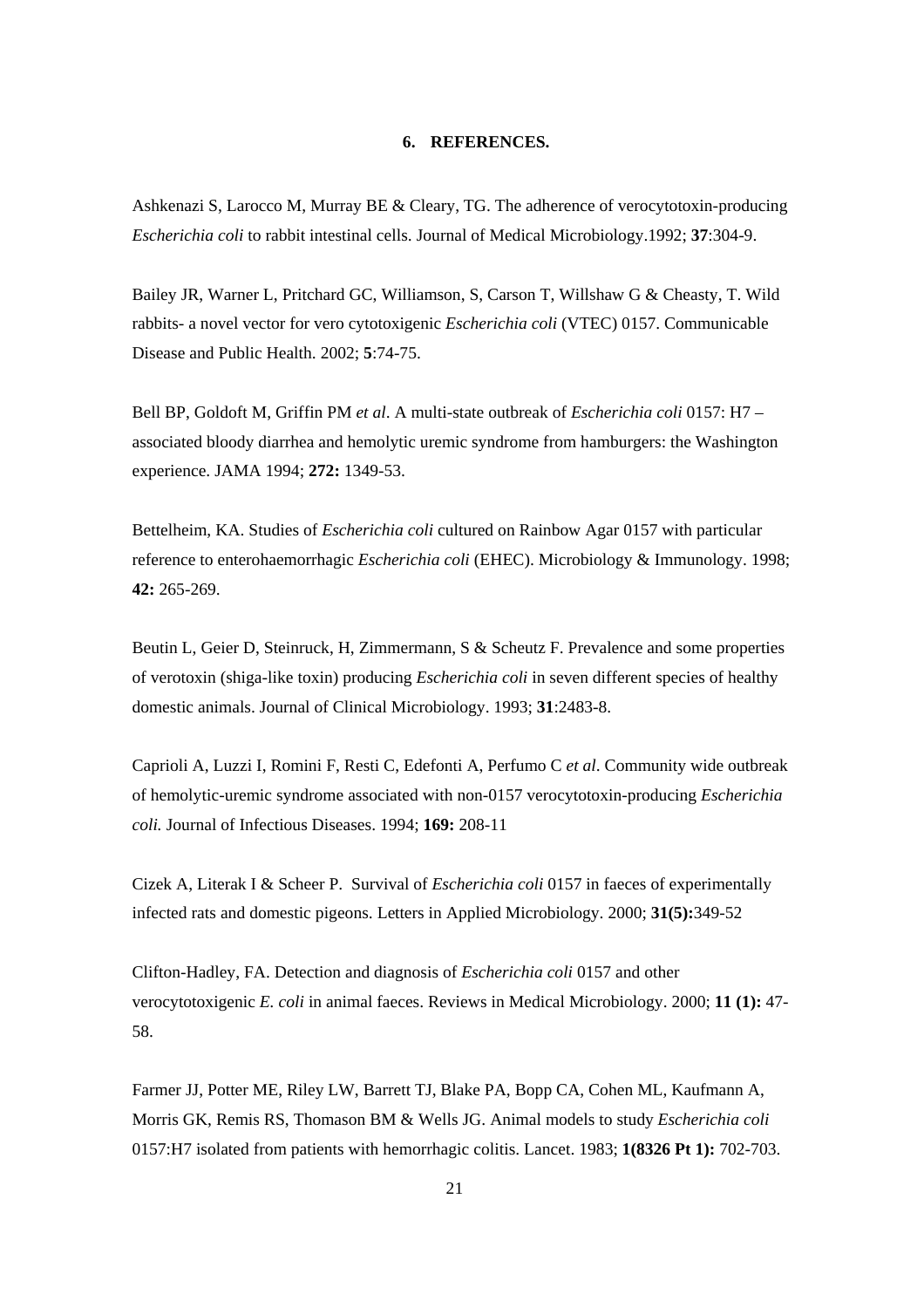## 6. REFERENCES.

Ashkenazi S, Larocco M, Murray BE & Cleary, TG. The adherence of verocytotoxin-producing *Escherichia coli* to rabbit intestinal cells. Journal of Medical Microbiology.1992; **37**:304-9.

Bailey JR, Warner L, Pritchard GC, Williamson, S, Carson T, Willshaw G & Cheasty, T. Wild rabbits- a novel vector for vero cytotoxigenic *Escherichia coli* (VTEC) 0157. Communicable Disease and Public Health. 2002; **5**:74-75.

Bell BP, Goldoft M, Griffin PM *et al*. A multi-state outbreak of *Escherichia coli* 0157: H7 – associated bloody diarrhea and hemolytic uremic syndrome from hamburgers: the Washington experience. JAMA 1994; **272:** 1349-53.

Bettelheim, KA. Studies of *Escherichia coli* cultured on Rainbow Agar 0157 with particular reference to enterohaemorrhagic *Escherichia coli* (EHEC). Microbiology & Immunology. 1998; **42:** 265-269.

Beutin L, Geier D, Steinruck, H, Zimmermann, S & Scheutz F. Prevalence and some properties of verotoxin (shiga-like toxin) producing *Escherichia coli* in seven different species of healthy domestic animals. Journal of Clinical Microbiology. 1993; **31**:2483-8.

Caprioli A, Luzzi I, Romini F, Resti C, Edefonti A, Perfumo C *et al*. Community wide outbreak of hemolytic-uremic syndrome associated with non-0157 verocytotoxin-producing *Escherichia coli.* Journal of Infectious Diseases. 1994; **169:** 208-11

Cizek A, Literak I & Scheer P. Survival of *Escherichia coli* 0157 in faeces of experimentally infected rats and domestic pigeons. Letters in Applied Microbiology. 2000; **31(5):**349-52

Clifton-Hadley, FA. Detection and diagnosis of *Escherichia coli* 0157 and other verocytotoxigenic *E. coli* in animal faeces. Reviews in Medical Microbiology. 2000; **11 (1):** 47-58.

Farmer JJ, Potter ME, Riley LW, Barrett TJ, Blake PA, Bopp CA, Cohen ML, Kaufmann A, Morris GK, Remis RS, Thomason BM & Wells JG. Animal models to study *Escherichia coli* 0157:H7 isolated from patients with hemorrhagic colitis. Lancet. 1983; **1(8326 Pt 1):** 702-703.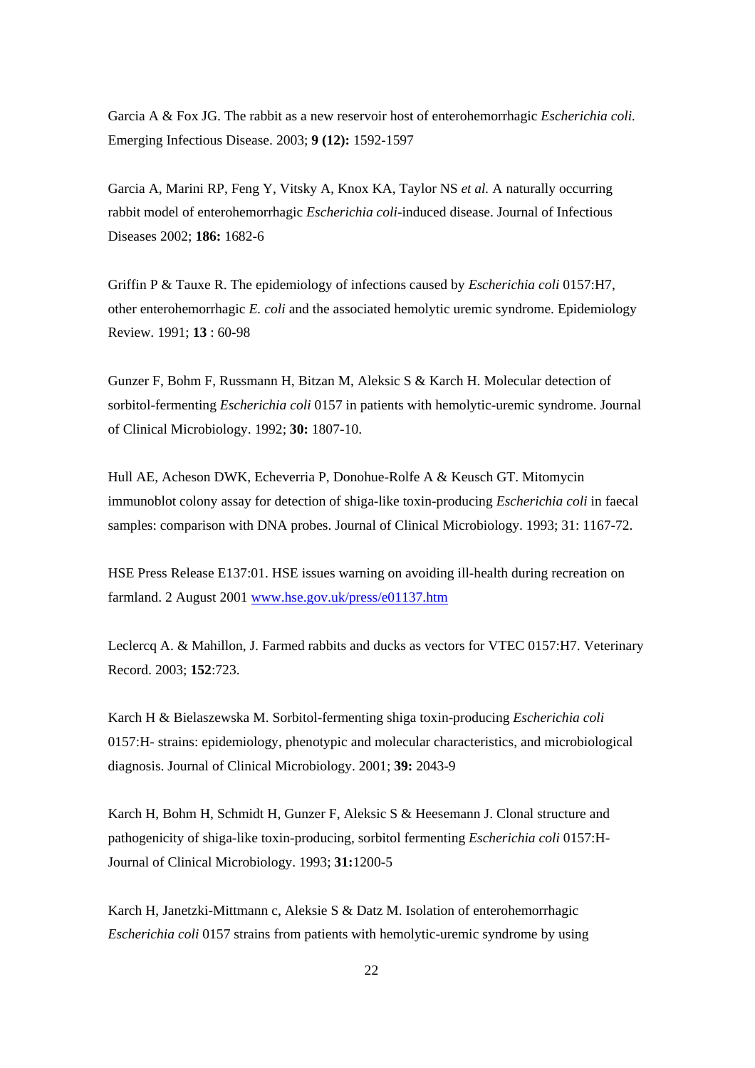Garcia A & Fox JG. The rabbit as a new reservoir host of enterohemorrhagic *Escherichia coli.* Emerging Infectious Disease. 2003; **9 (12):** 1592-1597

Garcia A, Marini RP, Feng Y, Vitsky A, Knox KA, Taylor NS *et al.* A naturally occurring rabbit model of enterohemorrhagic *Escherichia coli*-induced disease. Journal of Infectious Diseases 2002; **186:** 1682-6

Griffin P & Tauxe R. The epidemiology of infections caused by *Escherichia coli* 0157:H7, other enterohemorrhagic *E. coli* and the associated hemolytic uremic syndrome. Epidemiology Review. 1991; **13** : 60-98

Gunzer F, Bohm F, Russmann H, Bitzan M, Aleksic S & Karch H. Molecular detection of sorbitol-fermenting *Escherichia coli* 0157 in patients with hemolytic-uremic syndrome. Journal of Clinical Microbiology. 1992; **30:** 1807-10.

Hull AE, Acheson DWK, Echeverria P, Donohue-Rolfe A & Keusch GT. Mitomycin immunoblot colony assay for detection of shiga-like toxin-producing *Escherichia coli* in faecal samples: comparison with DNA probes. Journal of Clinical Microbiology. 1993; 31: 1167-72.

HSE Press Release E137:01. HSE issues warning on avoiding ill-health during recreation on farmland. 2 August 2001 [www.hse.gov.uk/press/e01137.htm](www.hse.gov.uk/press/e01137.htm)

Leclercq A. & Mahillon, J. Farmed rabbits and ducks as vectors for VTEC 0157:H7. Veterinary Record. 2003; **152**:723.

Karch H & Bielaszewska M. Sorbitol-fermenting shiga toxin-producing *Escherichia coli* 0157:H- strains: epidemiology, phenotypic and molecular characteristics, and microbiological diagnosis. Journal of Clinical Microbiology. 2001; **39:** 2043-9

Karch H, Bohm H, Schmidt H, Gunzer F, Aleksic S & Heesemann J. Clonal structure and pathogenicity of shiga-like toxin-producing, sorbitol fermenting *Escherichia coli* 0157:H- Journal of Clinical Microbiology. 1993; **31:**1200-5

Karch H, Janetzki-Mittmann c, Aleksie S & Datz M. Isolation of enterohemorrhagic *Escherichia coli* 0157 strains from patients with hemolytic-uremic syndrome by using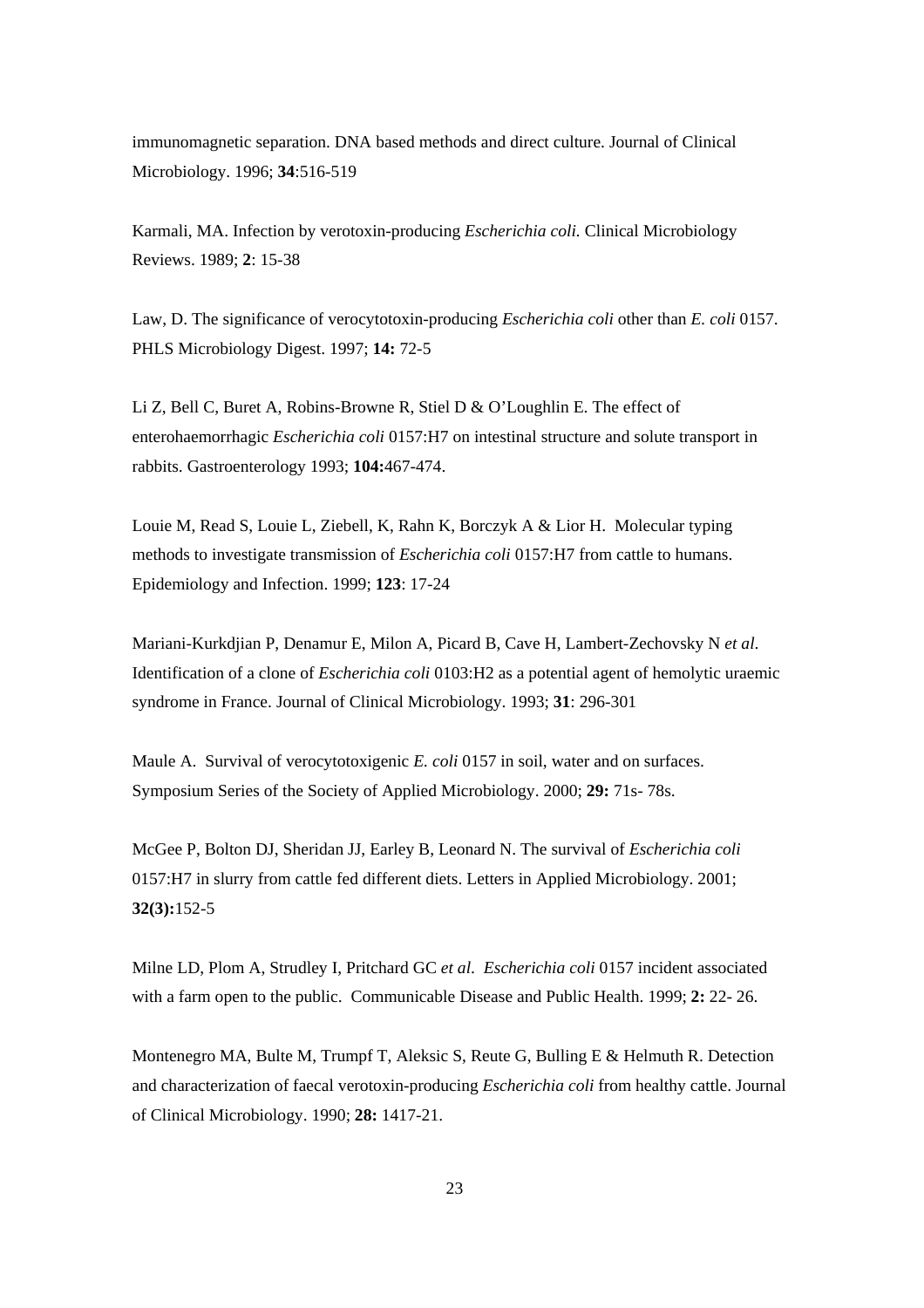immunomagnetic separation. DNA based methods and direct culture. Journal of Clinical Microbiology. 1996; **34**:516-519

Karmali, MA. Infection by verotoxin-producing *Escherichia coli.* Clinical Microbiology Reviews. 1989; **2**: 15-38

Law, D. The significance of verocytotoxin-producing *Escherichia coli* other than *E. coli* 0157. PHLS Microbiology Digest. 1997; **14:** 72-5

Li Z, Bell C, Buret A, Robins-Browne R, Stiel D & O'Loughlin E. The effect of enterohaemorrhagic *Escherichia coli* 0157:H7 on intestinal structure and solute transport in rabbits. Gastroenterology 1993; **104:**467-474.

Louie M, Read S, Louie L, Ziebell, K, Rahn K, Borczyk A & Lior H. Molecular typing methods to investigate transmission of *Escherichia coli* 0157:H7 from cattle to humans. Epidemiology and Infection. 1999; **123**: 17-24

Mariani-Kurkdjian P, Denamur E, Milon A, Picard B, Cave H, Lambert-Zechovsky N *et al.* Identification of a clone of *Escherichia coli* 0103:H2 as a potential agent of hemolytic uraemic syndrome in France. Journal of Clinical Microbiology. 1993; **31**: 296-301

Maule A. Survival of verocytotoxigenic *E. coli* 0157 in soil, water and on surfaces. Symposium Series of the Society of Applied Microbiology. 2000; **29:** 71s- 78s.

McGee P, Bolton DJ, Sheridan JJ, Earley B, Leonard N. The survival of *Escherichia coli* 0157:H7 in slurry from cattle fed different diets. Letters in Applied Microbiology. 2001; **32(3):**152-5

Milne LD, Plom A, Strudley I, Pritchard GC *et al. Escherichia coli* 0157 incident associated with a farm open to the public. Communicable Disease and Public Health. 1999; **2:** 22- 26.

Montenegro MA, Bulte M, Trumpf T, Aleksic S, Reute G, Bulling E & Helmuth R. Detection and characterization of faecal verotoxin-producing *Escherichia coli* from healthy cattle. Journal of Clinical Microbiology. 1990; **28:** 1417-21.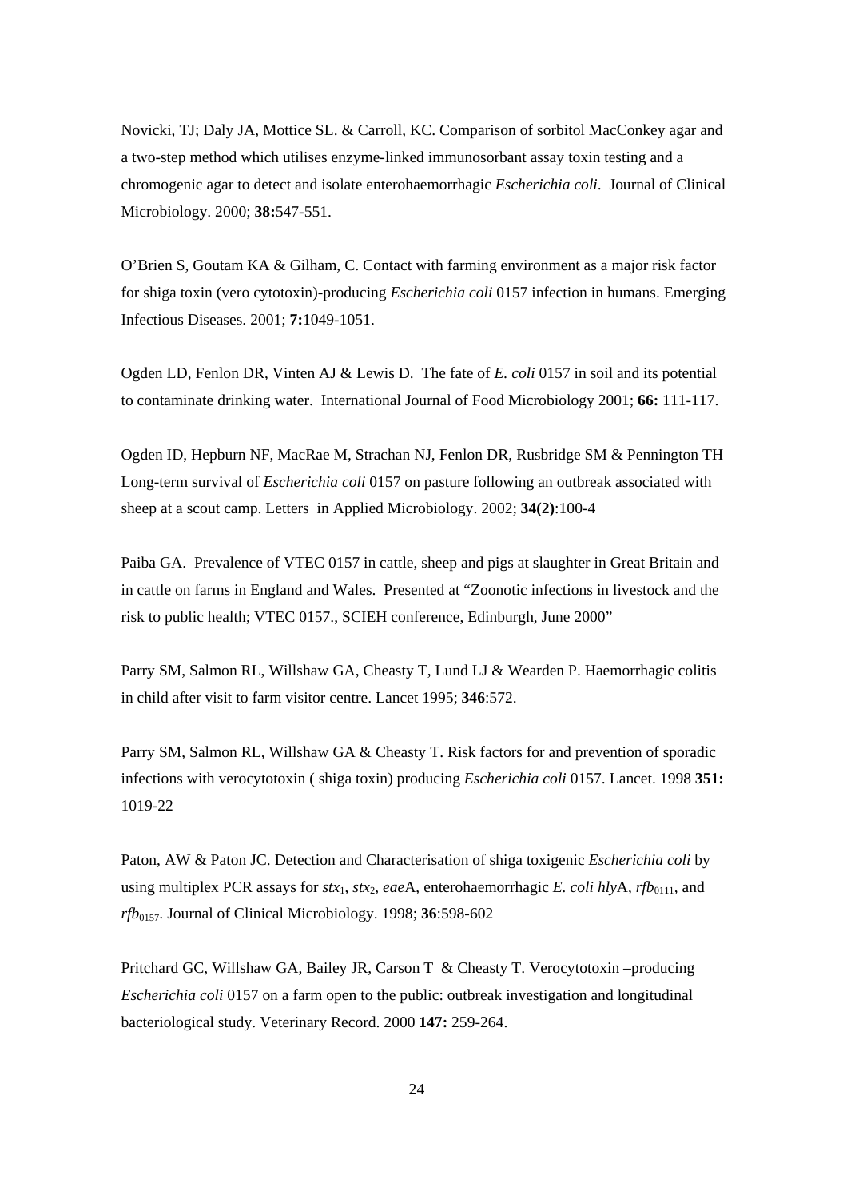Novicki, TJ; Daly JA, Mottice SL. & Carroll, KC. Comparison of sorbitol MacConkey agar and a two-step method which utilises enzyme-linked immunosorbant assay toxin testing and a chromogenic agar to detect and isolate enterohaemorrhagic *Escherichia coli*. Journal of Clinical Microbiology. 2000; **38:**547-551.

O'Brien S, Goutam KA & Gilham, C. Contact with farming environment as a major risk factor for shiga toxin (vero cytotoxin)-producing *Escherichia coli* 0157 infection in humans. Emerging Infectious Diseases. 2001; **7:**1049-1051.

Ogden LD, Fenlon DR, Vinten AJ & Lewis D. The fate of *E. coli* 0157 in soil and its potential to contaminate drinking water. International Journal of Food Microbiology 2001; **66:** 111-117.

Ogden ID, Hepburn NF, MacRae M, Strachan NJ, Fenlon DR, Rusbridge SM & Pennington TH Long-term survival of *Escherichia coli* 0157 on pasture following an outbreak associated with sheep at a scout camp. Letters in Applied Microbiology. 2002; **34(2)**:100-4

Paiba GA. Prevalence of VTEC 0157 in cattle, sheep and pigs at slaughter in Great Britain and in cattle on farms in England and Wales. Presented at "Zoonotic infections in livestock and the risk to public health; VTEC 0157., SCIEH conference, Edinburgh, June 2000"

Parry SM, Salmon RL, Willshaw GA, Cheasty T, Lund LJ & Wearden P. Haemorrhagic colitis in child after visit to farm visitor centre. Lancet 1995; **346**:572.

Parry SM, Salmon RL, Willshaw GA & Cheasty T. Risk factors for and prevention of sporadic infections with verocytotoxin ( shiga toxin) producing *Escherichia coli* 0157. Lancet. 1998 **351:** 1019-22

Paton, AW & Paton JC. Detection and Characterisation of shiga toxigenic *Escherichia coli* by using multiplex PCR assays for $stx_1$, $stx_2$, *eae*A, enterohaemorrhagic *E. coli hly*A, $rfb_{0111}$, and $rfb_{0157}$. Journal of Clinical Microbiology. 1998; **36**:598-602

Pritchard GC, Willshaw GA, Bailey JR, Carson T & Cheasty T. Verocytotoxin –producing *Escherichia coli* 0157 on a farm open to the public: outbreak investigation and longitudinal bacteriological study. Veterinary Record. 2000 **147:** 259-264.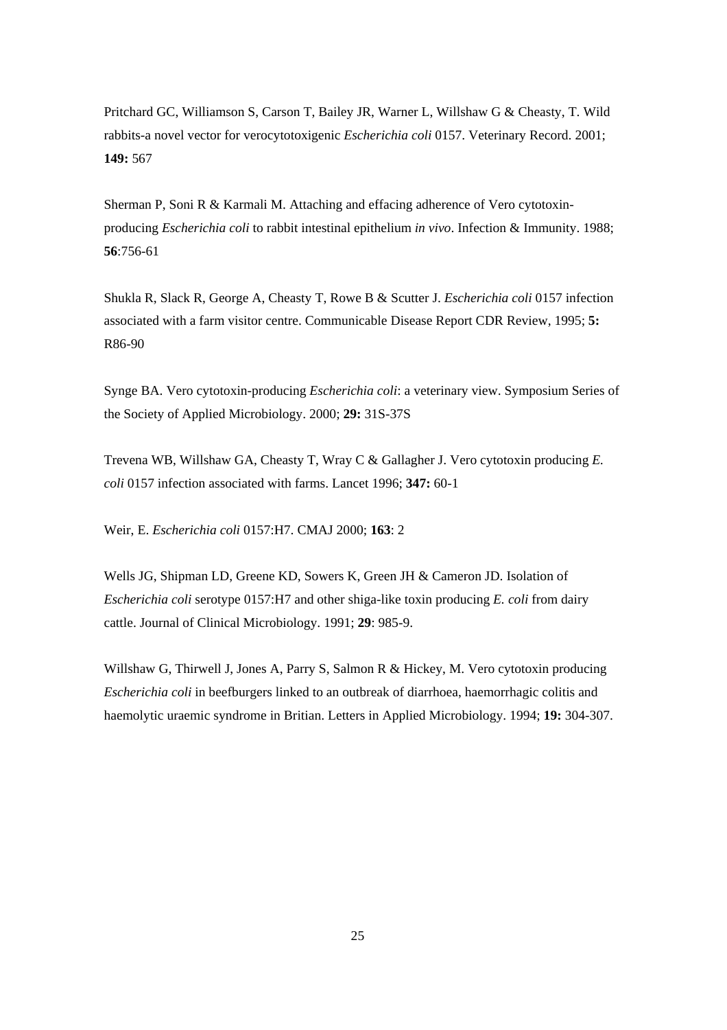Pritchard GC, Williamson S, Carson T, Bailey JR, Warner L, Willshaw G & Cheasty, T. Wild rabbits-a novel vector for verocytotoxigenic *Escherichia coli* 0157. Veterinary Record. 2001; **149:** 567

Sherman P, Soni R & Karmali M. Attaching and effacing adherence of Vero cytotoxin-producing *Escherichia coli* to rabbit intestinal epithelium *in vivo*. Infection & Immunity. 1988; **56**:756-61

Shukla R, Slack R, George A, Cheasty T, Rowe B & Scutter J. *Escherichia coli* 0157 infection associated with a farm visitor centre. Communicable Disease Report CDR Review, 1995; **5:** R86-90

Synge BA. Vero cytotoxin-producing *Escherichia coli*: a veterinary view. Symposium Series of the Society of Applied Microbiology. 2000; **29:** 31S-37S

Trevena WB, Willshaw GA, Cheasty T, Wray C & Gallagher J. Vero cytotoxin producing *E. coli* 0157 infection associated with farms. Lancet 1996; **347:** 60-1

Weir, E. *Escherichia coli* 0157:H7. CMAJ 2000; **163**: 2

Wells JG, Shipman LD, Greene KD, Sowers K, Green JH & Cameron JD. Isolation of *Escherichia coli* serotype 0157:H7 and other shiga-like toxin producing *E. coli* from dairy cattle. Journal of Clinical Microbiology. 1991; **29**: 985-9.

Willshaw G, Thirwell J, Jones A, Parry S, Salmon R & Hickey, M. Vero cytotoxin producing *Escherichia coli* in beefburgers linked to an outbreak of diarrhoea, haemorrhagic colitis and haemolytic uraemic syndrome in Britian. Letters in Applied Microbiology. 1994; **19:** 304-307.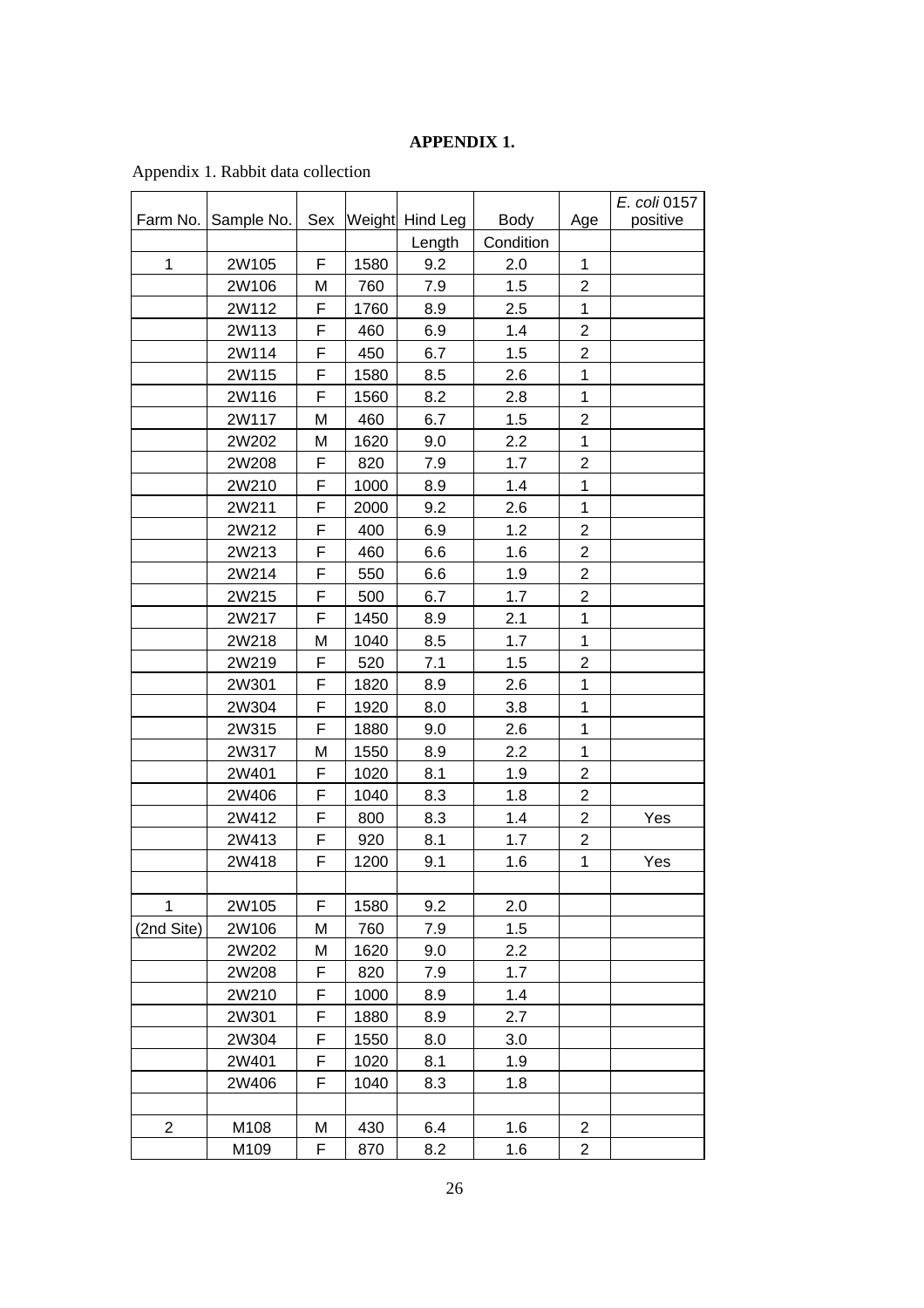# APPENDIX 1.

Appendix 1. Rabbit data collection

| Farm No. | Sample No. | Sex | Weight | Hind Leg Length | Body Condition | Age | *E. coli* 0157 positive |
|---|---|---|---|---|---|---|---|
| 1 | 2W105 | F | 1580 | 9.2 | 2.0 | 1 | |
| | 2W106 | M | 760 | 7.9 | 1.5 | 2 | |
| | 2W112 | F | 1760 | 8.9 | 2.5 | 1 | |
| | 2W113 | F | 460 | 6.9 | 1.4 | 2 | |
| | 2W114 | F | 450 | 6.7 | 1.5 | 2 | |
| | 2W115 | F | 1580 | 8.5 | 2.6 | 1 | |
| | 2W116 | F | 1560 | 8.2 | 2.8 | 1 | |
| | 2W117 | M | 460 | 6.7 | 1.5 | 2 | |
| | 2W202 | M | 1620 | 9.0 | 2.2 | 1 | |
| | 2W208 | F | 820 | 7.9 | 1.7 | 2 | |
| | 2W210 | F | 1000 | 8.9 | 1.4 | 1 | |
| | 2W211 | F | 2000 | 9.2 | 2.6 | 1 | |
| | 2W212 | F | 400 | 6.9 | 1.2 | 2 | |
| | 2W213 | F | 460 | 6.6 | 1.6 | 2 | |
| | 2W214 | F | 550 | 6.6 | 1.9 | 2 | |
| | 2W215 | F | 500 | 6.7 | 1.7 | 2 | |
| | 2W217 | F | 1450 | 8.9 | 2.1 | 1 | |
| | 2W218 | M | 1040 | 8.5 | 1.7 | 1 | |
| | 2W219 | F | 520 | 7.1 | 1.5 | 2 | |
| | 2W301 | F | 1820 | 8.9 | 2.6 | 1 | |
| | 2W304 | F | 1920 | 8.0 | 3.8 | 1 | |
| | 2W315 | F | 1880 | 9.0 | 2.6 | 1 | |
| | 2W317 | M | 1550 | 8.9 | 2.2 | 1 | |
| | 2W401 | F | 1020 | 8.1 | 1.9 | 2 | |
| | 2W406 | F | 1040 | 8.3 | 1.8 | 2 | |
| | 2W412 | F | 800 | 8.3 | 1.4 | 2 | Yes |
| | 2W413 | F | 920 | 8.1 | 1.7 | 2 | |
| | 2W418 | F | 1200 | 9.1 | 1.6 | 1 | Yes |
| | | | | | | | |
| 1 | 2W105 | F | 1580 | 9.2 | 2.0 | | |
| (2nd Site) | 2W106 | M | 760 | 7.9 | 1.5 | | |
| | 2W202 | M | 1620 | 9.0 | 2.2 | | |
| | 2W208 | F | 820 | 7.9 | 1.7 | | |
| | 2W210 | F | 1000 | 8.9 | 1.4 | | |
| | 2W301 | F | 1880 | 8.9 | 2.7 | | |
| | 2W304 | F | 1550 | 8.0 | 3.0 | | |
| | 2W401 | F | 1020 | 8.1 | 1.9 | | |
| | 2W406 | F | 1040 | 8.3 | 1.8 | | |
| | | | | | | | |
| 2 | M108 | M | 430 | 6.4 | 1.6 | 2 | |
| | M109 | F | 870 | 8.2 | 1.6 | 2 | |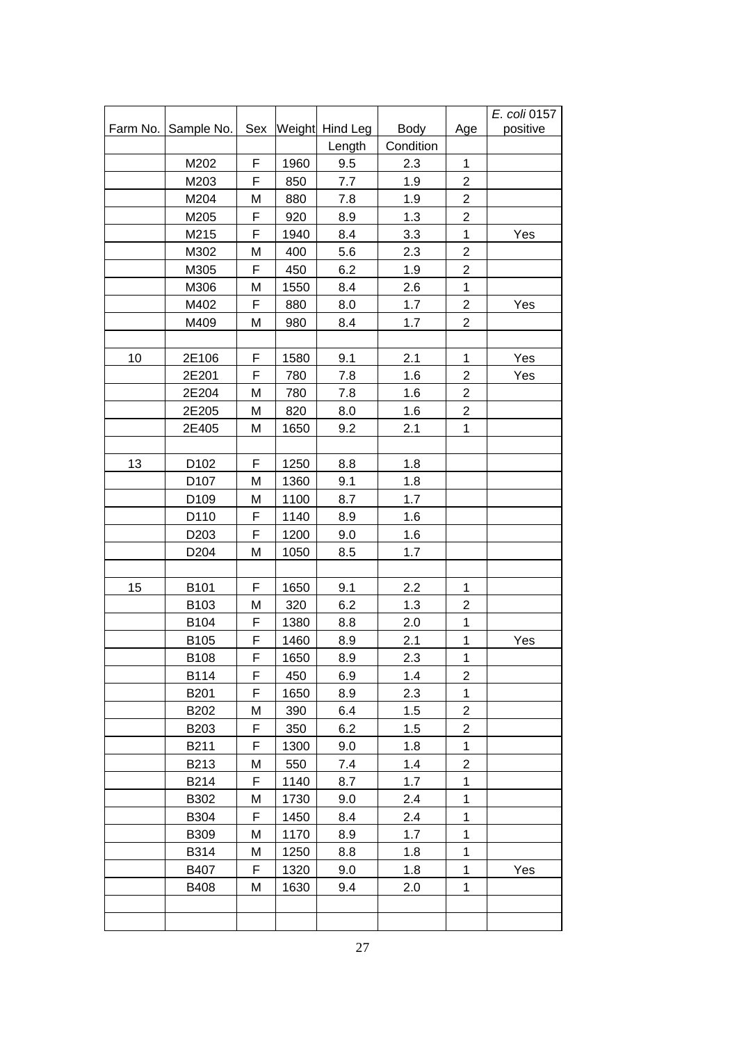| Farm No. | Sample No. | Sex | Weight | Hind Leg Length | Body Condition | Age | *E. coli* 0157 positive |
|---|---|---|---|---|---|---|---|
| | M202 | F | 1960 | 9.5 | 2.3 | 1 | |
| | M203 | F | 850 | 7.7 | 1.9 | 2 | |
| | M204 | M | 880 | 7.8 | 1.9 | 2 | |
| | M205 | F | 920 | 8.9 | 1.3 | 2 | |
| | M215 | F | 1940 | 8.4 | 3.3 | 1 | Yes |
| | M302 | M | 400 | 5.6 | 2.3 | 2 | |
| | M305 | F | 450 | 6.2 | 1.9 | 2 | |
| | M306 | M | 1550 | 8.4 | 2.6 | 1 | |
| | M402 | F | 880 | 8.0 | 1.7 | 2 | Yes |
| | M409 | M | 980 | 8.4 | 1.7 | 2 | |
| | | | | | | | |
| 10 | 2E106 | F | 1580 | 9.1 | 2.1 | 1 | Yes |
| | 2E201 | F | 780 | 7.8 | 1.6 | 2 | Yes |
| | 2E204 | M | 780 | 7.8 | 1.6 | 2 | |
| | 2E205 | M | 820 | 8.0 | 1.6 | 2 | |
| | 2E405 | M | 1650 | 9.2 | 2.1 | 1 | |
| | | | | | | | |
| 13 | D102 | F | 1250 | 8.8 | 1.8 | | |
| | D107 | M | 1360 | 9.1 | 1.8 | | |
| | D109 | M | 1100 | 8.7 | 1.7 | | |
| | D110 | F | 1140 | 8.9 | 1.6 | | |
| | D203 | F | 1200 | 9.0 | 1.6 | | |
| | D204 | M | 1050 | 8.5 | 1.7 | | |
| | | | | | | | |
| 15 | B101 | F | 1650 | 9.1 | 2.2 | 1 | |
| | B103 | M | 320 | 6.2 | 1.3 | 2 | |
| | B104 | F | 1380 | 8.8 | 2.0 | 1 | |
| | B105 | F | 1460 | 8.9 | 2.1 | 1 | Yes |
| | B108 | F | 1650 | 8.9 | 2.3 | 1 | |
| | B114 | F | 450 | 6.9 | 1.4 | 2 | |
| | B201 | F | 1650 | 8.9 | 2.3 | 1 | |
| | B202 | M | 390 | 6.4 | 1.5 | 2 | |
| | B203 | F | 350 | 6.2 | 1.5 | 2 | |
| | B211 | F | 1300 | 9.0 | 1.8 | 1 | |
| | B213 | M | 550 | 7.4 | 1.4 | 2 | |
| | B214 | F | 1140 | 8.7 | 1.7 | 1 | |
| | B302 | M | 1730 | 9.0 | 2.4 | 1 | |
| | B304 | F | 1450 | 8.4 | 2.4 | 1 | |
| | B309 | M | 1170 | 8.9 | 1.7 | 1 | |
| | B314 | M | 1250 | 8.8 | 1.8 | 1 | |
| | B407 | F | 1320 | 9.0 | 1.8 | 1 | Yes |
| | B408 | M | 1630 | 9.4 | 2.0 | 1 | |
| | | | | | | | |
| | | | | | | | |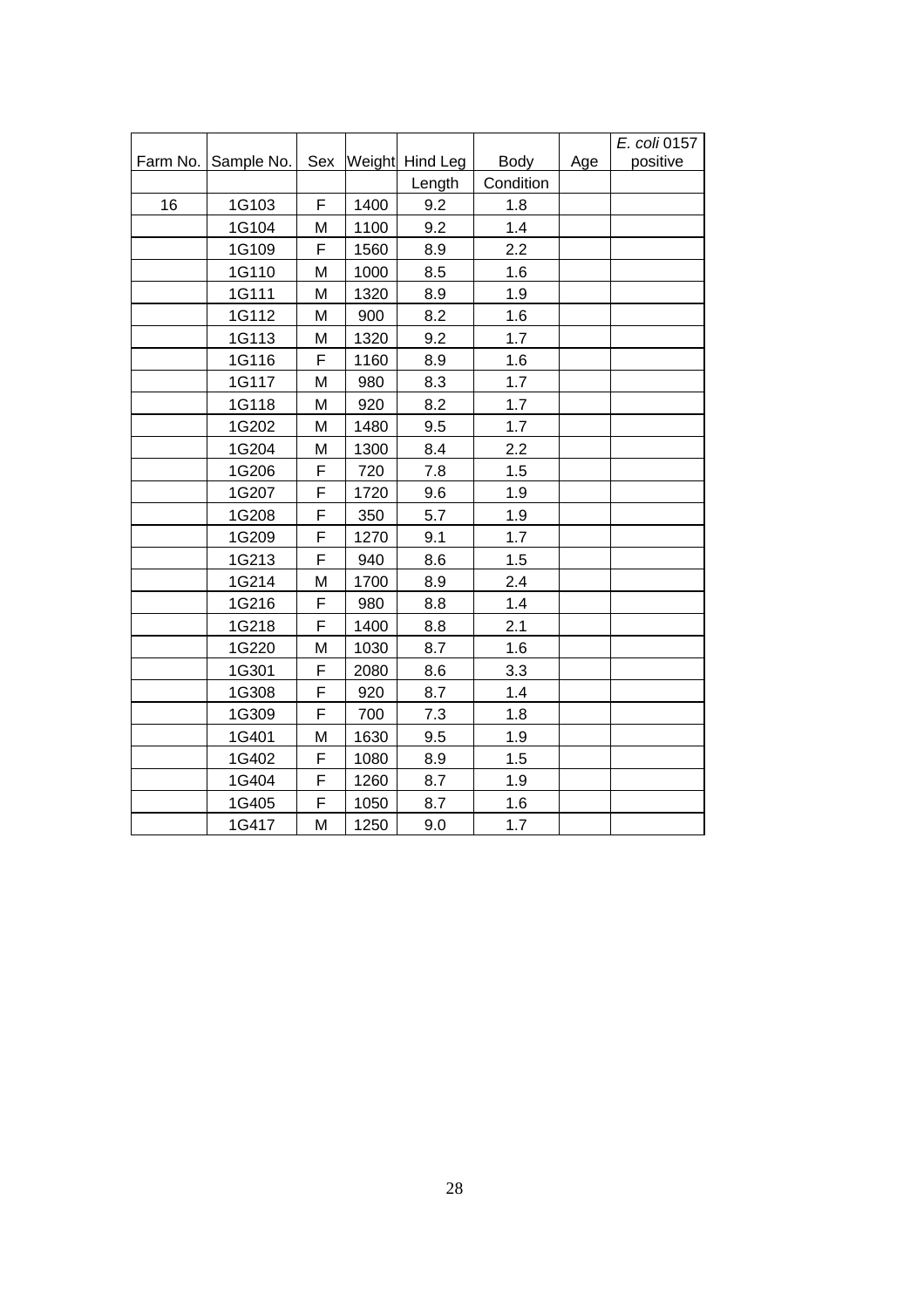| Farm No. | Sample No. | Sex | Weight | Hind Leg Length | Body Condition | Age | *E. coli* 0157 positive |
|---|---|---|---|---|---|---|---|
| 16 | 1G103 | F | 1400 | 9.2 | 1.8 | | |
| | 1G104 | M | 1100 | 9.2 | 1.4 | | |
| | 1G109 | F | 1560 | 8.9 | 2.2 | | |
| | 1G110 | M | 1000 | 8.5 | 1.6 | | |
| | 1G111 | M | 1320 | 8.9 | 1.9 | | |
| | 1G112 | M | 900 | 8.2 | 1.6 | | |
| | 1G113 | M | 1320 | 9.2 | 1.7 | | |
| | 1G116 | F | 1160 | 8.9 | 1.6 | | |
| | 1G117 | M | 980 | 8.3 | 1.7 | | |
| | 1G118 | M | 920 | 8.2 | 1.7 | | |
| | 1G202 | M | 1480 | 9.5 | 1.7 | | |
| | 1G204 | M | 1300 | 8.4 | 2.2 | | |
| | 1G206 | F | 720 | 7.8 | 1.5 | | |
| | 1G207 | F | 1720 | 9.6 | 1.9 | | |
| | 1G208 | F | 350 | 5.7 | 1.9 | | |
| | 1G209 | F | 1270 | 9.1 | 1.7 | | |
| | 1G213 | F | 940 | 8.6 | 1.5 | | |
| | 1G214 | M | 1700 | 8.9 | 2.4 | | |
| | 1G216 | F | 980 | 8.8 | 1.4 | | |
| | 1G218 | F | 1400 | 8.8 | 2.1 | | |
| | 1G220 | M | 1030 | 8.7 | 1.6 | | |
| | 1G301 | F | 2080 | 8.6 | 3.3 | | |
| | 1G308 | F | 920 | 8.7 | 1.4 | | |
| | 1G309 | F | 700 | 7.3 | 1.8 | | |
| | 1G401 | M | 1630 | 9.5 | 1.9 | | |
| | 1G402 | F | 1080 | 8.9 | 1.5 | | |
| | 1G404 | F | 1260 | 8.7 | 1.9 | | |
| | 1G405 | F | 1050 | 8.7 | 1.6 | | |
| | 1G417 | M | 1250 | 9.0 | 1.7 | | |